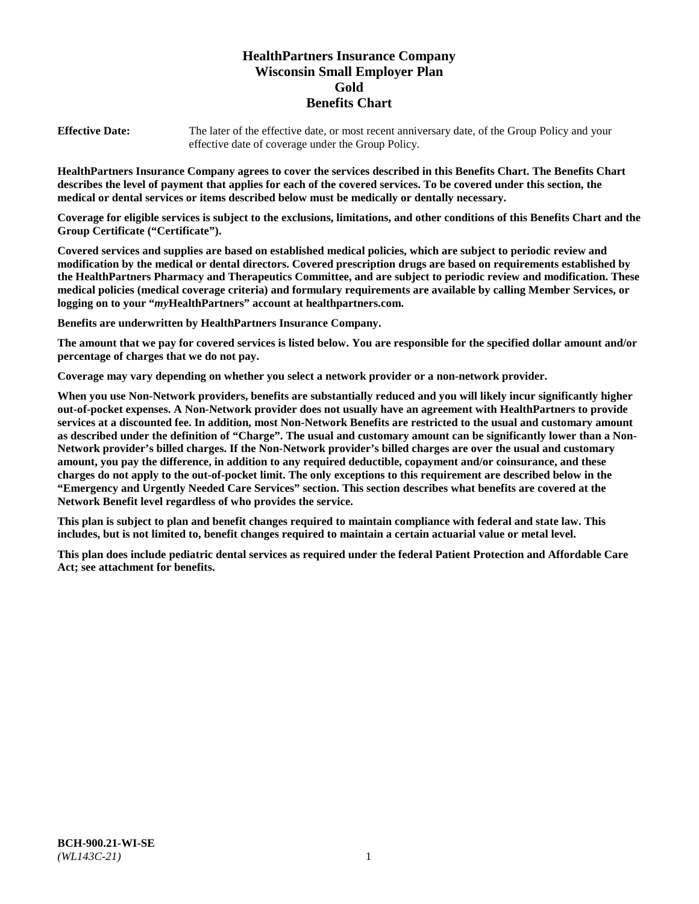# HealthPartners Insurance Company
# Wisconsin Small Employer Plan
# Gold
# Benefits Chart

**Effective Date:** The later of the effective date, or most recent anniversary date, of the Group Policy and your effective date of coverage under the Group Policy.

**HealthPartners Insurance Company agrees to cover the services described in this Benefits Chart. The Benefits Chart describes the level of payment that applies for each of the covered services. To be covered under this section, the medical or dental services or items described below must be medically or dentally necessary.**

**Coverage for eligible services is subject to the exclusions, limitations, and other conditions of this Benefits Chart and the Group Certificate ("Certificate").**

**Covered services and supplies are based on established medical policies, which are subject to periodic review and modification by the medical or dental directors. Covered prescription drugs are based on requirements established by the HealthPartners Pharmacy and Therapeutics Committee, and are subject to periodic review and modification. These medical policies (medical coverage criteria) and formulary requirements are available by calling Member Services, or logging on to your "*my*HealthPartners" account at healthpartners.com.**

**Benefits are underwritten by HealthPartners Insurance Company.**

**The amount that we pay for covered services is listed below. You are responsible for the specified dollar amount and/or percentage of charges that we do not pay.**

**Coverage may vary depending on whether you select a network provider or a non-network provider.**

**When you use Non-Network providers, benefits are substantially reduced and you will likely incur significantly higher out-of-pocket expenses. A Non-Network provider does not usually have an agreement with HealthPartners to provide services at a discounted fee. In addition, most Non-Network Benefits are restricted to the usual and customary amount as described under the definition of "Charge". The usual and customary amount can be significantly lower than a Non-Network provider's billed charges. If the Non-Network provider's billed charges are over the usual and customary amount, you pay the difference, in addition to any required deductible, copayment and/or coinsurance, and these charges do not apply to the out-of-pocket limit. The only exceptions to this requirement are described below in the "Emergency and Urgently Needed Care Services" section. This section describes what benefits are covered at the Network Benefit level regardless of who provides the service.**

**This plan is subject to plan and benefit changes required to maintain compliance with federal and state law. This includes, but is not limited to, benefit changes required to maintain a certain actuarial value or metal level.**

**This plan does include pediatric dental services as required under the federal Patient Protection and Affordable Care Act; see attachment for benefits.**

**BCH-900.21-WI-SE**
*(WL143C-21)*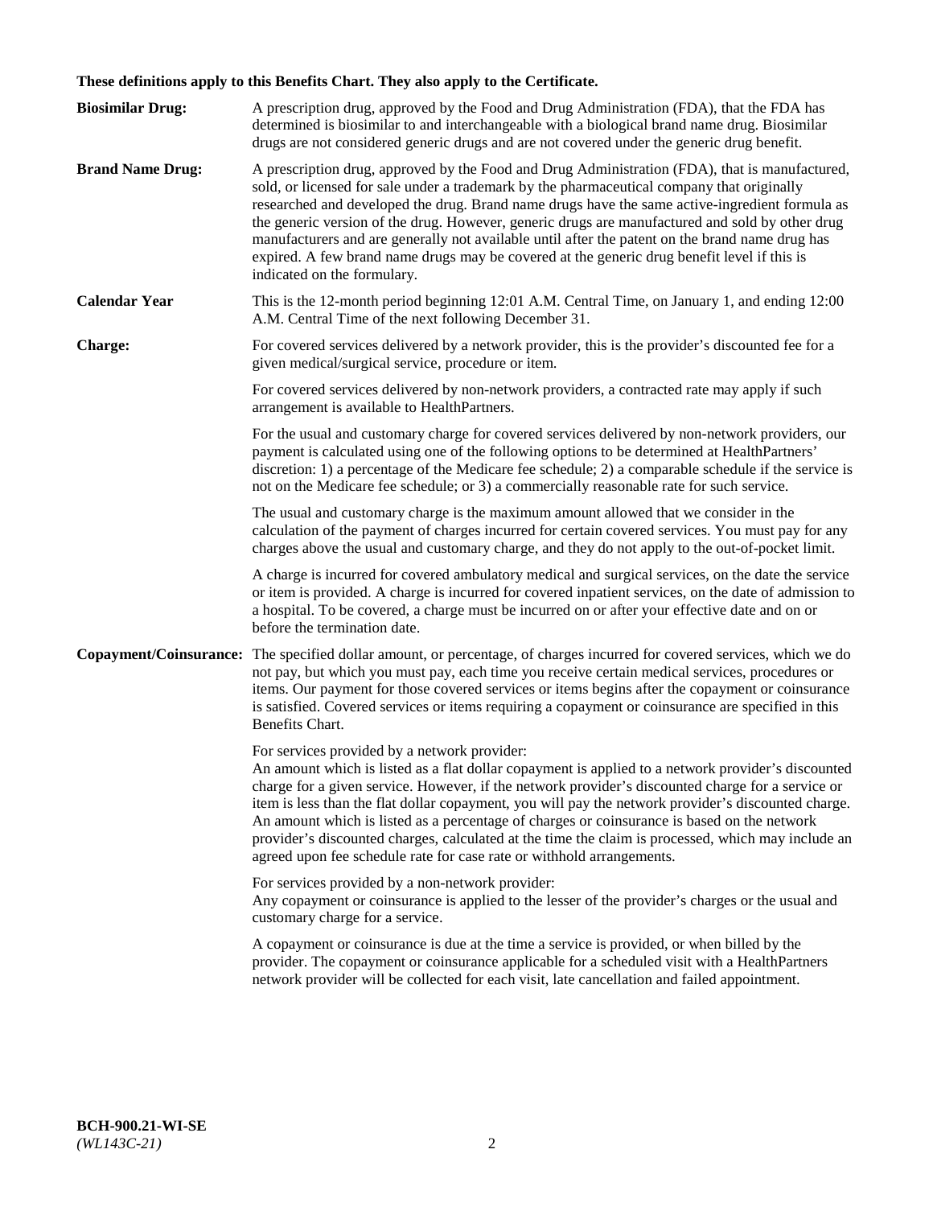**These definitions apply to this Benefits Chart. They also apply to the Certificate.**

**Biosimilar Drug:** A prescription drug, approved by the Food and Drug Administration (FDA), that the FDA has determined is biosimilar to and interchangeable with a biological brand name drug. Biosimilar drugs are not considered generic drugs and are not covered under the generic drug benefit.

**Brand Name Drug:** A prescription drug, approved by the Food and Drug Administration (FDA), that is manufactured, sold, or licensed for sale under a trademark by the pharmaceutical company that originally researched and developed the drug. Brand name drugs have the same active-ingredient formula as the generic version of the drug. However, generic drugs are manufactured and sold by other drug manufacturers and are generally not available until after the patent on the brand name drug has expired. A few brand name drugs may be covered at the generic drug benefit level if this is indicated on the formulary.

**Calendar Year** This is the 12-month period beginning 12:01 A.M. Central Time, on January 1, and ending 12:00 A.M. Central Time of the next following December 31.

**Charge:** For covered services delivered by a network provider, this is the provider's discounted fee for a given medical/surgical service, procedure or item.

For covered services delivered by non-network providers, a contracted rate may apply if such arrangement is available to HealthPartners.

For the usual and customary charge for covered services delivered by non-network providers, our payment is calculated using one of the following options to be determined at HealthPartners' discretion: 1) a percentage of the Medicare fee schedule; 2) a comparable schedule if the service is not on the Medicare fee schedule; or 3) a commercially reasonable rate for such service.

The usual and customary charge is the maximum amount allowed that we consider in the calculation of the payment of charges incurred for certain covered services. You must pay for any charges above the usual and customary charge, and they do not apply to the out-of-pocket limit.

A charge is incurred for covered ambulatory medical and surgical services, on the date the service or item is provided. A charge is incurred for covered inpatient services, on the date of admission to a hospital. To be covered, a charge must be incurred on or after your effective date and on or before the termination date.

**Copayment/Coinsurance:** The specified dollar amount, or percentage, of charges incurred for covered services, which we do not pay, but which you must pay, each time you receive certain medical services, procedures or items. Our payment for those covered services or items begins after the copayment or coinsurance is satisfied. Covered services or items requiring a copayment or coinsurance are specified in this Benefits Chart.

For services provided by a network provider:
An amount which is listed as a flat dollar copayment is applied to a network provider's discounted charge for a given service. However, if the network provider's discounted charge for a service or item is less than the flat dollar copayment, you will pay the network provider's discounted charge. An amount which is listed as a percentage of charges or coinsurance is based on the network provider's discounted charges, calculated at the time the claim is processed, which may include an agreed upon fee schedule rate for case rate or withhold arrangements.

For services provided by a non-network provider:
Any copayment or coinsurance is applied to the lesser of the provider's charges or the usual and customary charge for a service.

A copayment or coinsurance is due at the time a service is provided, or when billed by the provider. The copayment or coinsurance applicable for a scheduled visit with a HealthPartners network provider will be collected for each visit, late cancellation and failed appointment.

**BCH-900.21-WI-SE**
*(WL143C-21)*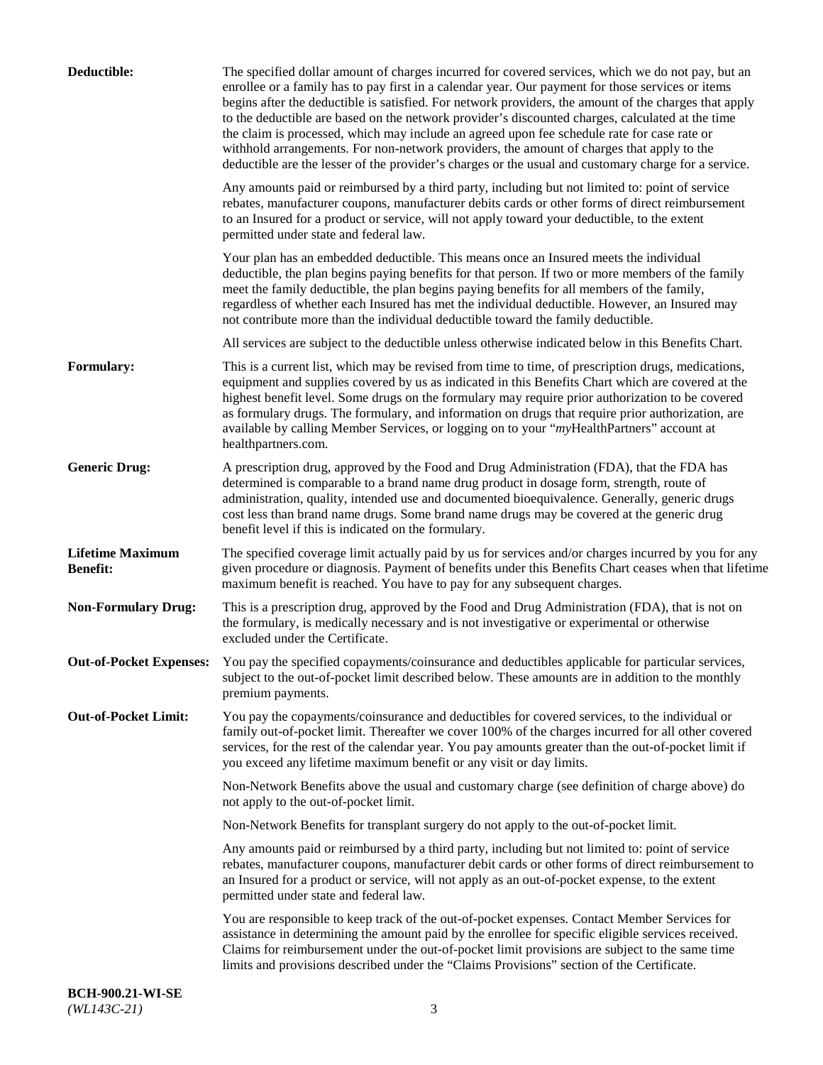**Deductible:** The specified dollar amount of charges incurred for covered services, which we do not pay, but an enrollee or a family has to pay first in a calendar year. Our payment for those services or items begins after the deductible is satisfied. For network providers, the amount of the charges that apply to the deductible are based on the network provider's discounted charges, calculated at the time the claim is processed, which may include an agreed upon fee schedule rate for case rate or withhold arrangements. For non-network providers, the amount of charges that apply to the deductible are the lesser of the provider's charges or the usual and customary charge for a service.

Any amounts paid or reimbursed by a third party, including but not limited to: point of service rebates, manufacturer coupons, manufacturer debits cards or other forms of direct reimbursement to an Insured for a product or service, will not apply toward your deductible, to the extent permitted under state and federal law.

Your plan has an embedded deductible. This means once an Insured meets the individual deductible, the plan begins paying benefits for that person. If two or more members of the family meet the family deductible, the plan begins paying benefits for all members of the family, regardless of whether each Insured has met the individual deductible. However, an Insured may not contribute more than the individual deductible toward the family deductible.

All services are subject to the deductible unless otherwise indicated below in this Benefits Chart.

**Formulary:** This is a current list, which may be revised from time to time, of prescription drugs, medications, equipment and supplies covered by us as indicated in this Benefits Chart which are covered at the highest benefit level. Some drugs on the formulary may require prior authorization to be covered as formulary drugs. The formulary, and information on drugs that require prior authorization, are available by calling Member Services, or logging on to your "*my*HealthPartners" account at healthpartners.com.

**Generic Drug:** A prescription drug, approved by the Food and Drug Administration (FDA), that the FDA has determined is comparable to a brand name drug product in dosage form, strength, route of administration, quality, intended use and documented bioequivalence. Generally, generic drugs cost less than brand name drugs. Some brand name drugs may be covered at the generic drug benefit level if this is indicated on the formulary.

**Lifetime Maximum Benefit:** The specified coverage limit actually paid by us for services and/or charges incurred by you for any given procedure or diagnosis. Payment of benefits under this Benefits Chart ceases when that lifetime maximum benefit is reached. You have to pay for any subsequent charges.

**Non-Formulary Drug:** This is a prescription drug, approved by the Food and Drug Administration (FDA), that is not on the formulary, is medically necessary and is not investigative or experimental or otherwise excluded under the Certificate.

**Out-of-Pocket Expenses:** You pay the specified copayments/coinsurance and deductibles applicable for particular services, subject to the out-of-pocket limit described below. These amounts are in addition to the monthly premium payments.

**Out-of-Pocket Limit:** You pay the copayments/coinsurance and deductibles for covered services, to the individual or family out-of-pocket limit. Thereafter we cover 100% of the charges incurred for all other covered services, for the rest of the calendar year. You pay amounts greater than the out-of-pocket limit if you exceed any lifetime maximum benefit or any visit or day limits.

Non-Network Benefits above the usual and customary charge (see definition of charge above) do not apply to the out-of-pocket limit.

Non-Network Benefits for transplant surgery do not apply to the out-of-pocket limit.

Any amounts paid or reimbursed by a third party, including but not limited to: point of service rebates, manufacturer coupons, manufacturer debit cards or other forms of direct reimbursement to an Insured for a product or service, will not apply as an out-of-pocket expense, to the extent permitted under state and federal law.

You are responsible to keep track of the out-of-pocket expenses. Contact Member Services for assistance in determining the amount paid by the enrollee for specific eligible services received. Claims for reimbursement under the out-of-pocket limit provisions are subject to the same time limits and provisions described under the "Claims Provisions" section of the Certificate.

**BCH-900.21-WI-SE**
*(WL143C-21)*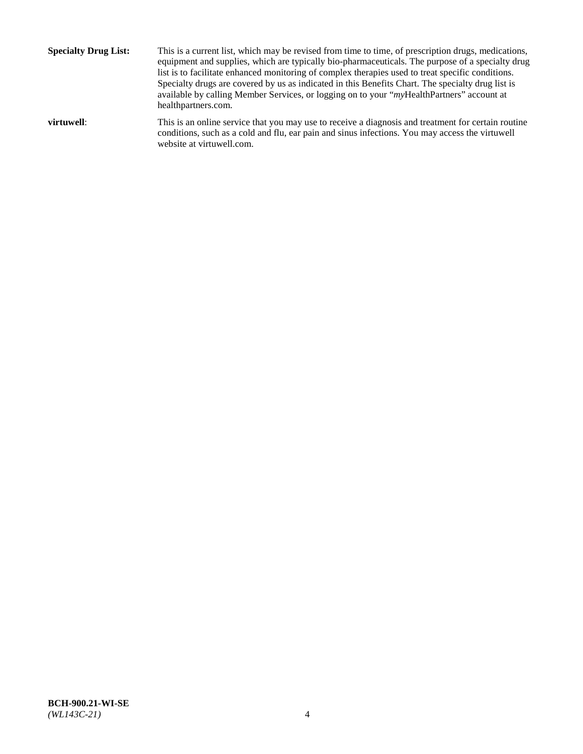**Specialty Drug List:** This is a current list, which may be revised from time to time, of prescription drugs, medications, equipment and supplies, which are typically bio-pharmaceuticals. The purpose of a specialty drug list is to facilitate enhanced monitoring of complex therapies used to treat specific conditions. Specialty drugs are covered by us as indicated in this Benefits Chart. The specialty drug list is available by calling Member Services, or logging on to your "*my*HealthPartners" account at healthpartners.com.

**virtuwell**: This is an online service that you may use to receive a diagnosis and treatment for certain routine conditions, such as a cold and flu, ear pain and sinus infections. You may access the virtuwell website at virtuwell.com.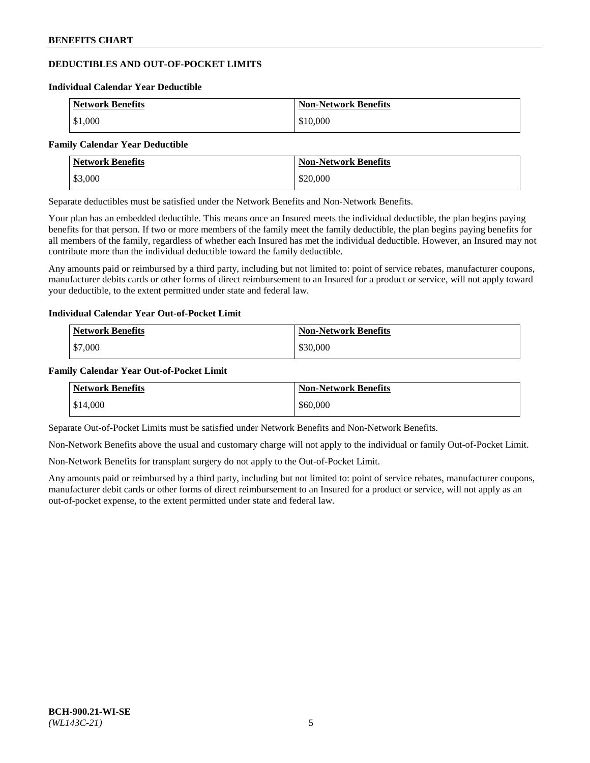## DEDUCTIBLES AND OUT-OF-POCKET LIMITS

### Individual Calendar Year Deductible

| Network Benefits | Non-Network Benefits |
| --- | --- |
| $1,000 | $10,000 |

### Family Calendar Year Deductible

| Network Benefits | Non-Network Benefits |
| --- | --- |
| $3,000 | $20,000 |

Separate deductibles must be satisfied under the Network Benefits and Non-Network Benefits.

Your plan has an embedded deductible. This means once an Insured meets the individual deductible, the plan begins paying benefits for that person. If two or more members of the family meet the family deductible, the plan begins paying benefits for all members of the family, regardless of whether each Insured has met the individual deductible. However, an Insured may not contribute more than the individual deductible toward the family deductible.

Any amounts paid or reimbursed by a third party, including but not limited to: point of service rebates, manufacturer coupons, manufacturer debits cards or other forms of direct reimbursement to an Insured for a product or service, will not apply toward your deductible, to the extent permitted under state and federal law.

### Individual Calendar Year Out-of-Pocket Limit

| Network Benefits | Non-Network Benefits |
| --- | --- |
| $7,000 | $30,000 |

### Family Calendar Year Out-of-Pocket Limit

| Network Benefits | Non-Network Benefits |
| --- | --- |
| $14,000 | $60,000 |

Separate Out-of-Pocket Limits must be satisfied under Network Benefits and Non-Network Benefits.

Non-Network Benefits above the usual and customary charge will not apply to the individual or family Out-of-Pocket Limit.

Non-Network Benefits for transplant surgery do not apply to the Out-of-Pocket Limit.

Any amounts paid or reimbursed by a third party, including but not limited to: point of service rebates, manufacturer coupons, manufacturer debit cards or other forms of direct reimbursement to an Insured for a product or service, will not apply as an out-of-pocket expense, to the extent permitted under state and federal law.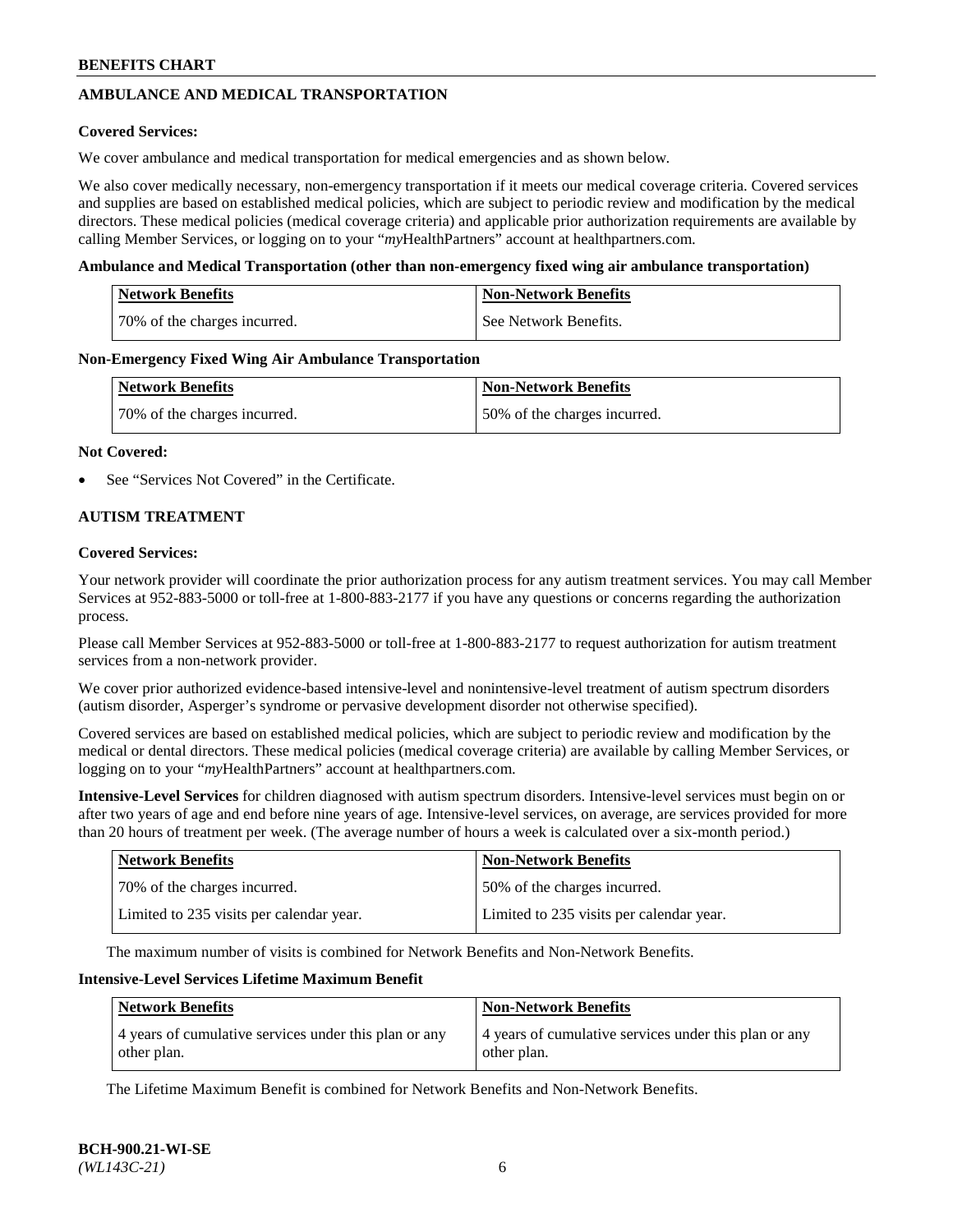## AMBULANCE AND MEDICAL TRANSPORTATION

**Covered Services:**

We cover ambulance and medical transportation for medical emergencies and as shown below.

We also cover medically necessary, non-emergency transportation if it meets our medical coverage criteria. Covered services and supplies are based on established medical policies, which are subject to periodic review and modification by the medical directors. These medical policies (medical coverage criteria) and applicable prior authorization requirements are available by calling Member Services, or logging on to your "*my*HealthPartners" account at healthpartners.com.

**Ambulance and Medical Transportation (other than non-emergency fixed wing air ambulance transportation)**

| Network Benefits | Non-Network Benefits |
|---|---|
| 70% of the charges incurred. | See Network Benefits. |

**Non-Emergency Fixed Wing Air Ambulance Transportation**

| Network Benefits | Non-Network Benefits |
|---|---|
| 70% of the charges incurred. | 50% of the charges incurred. |

**Not Covered:**

- See "Services Not Covered" in the Certificate.

## AUTISM TREATMENT

**Covered Services:**

Your network provider will coordinate the prior authorization process for any autism treatment services. You may call Member Services at 952-883-5000 or toll-free at 1-800-883-2177 if you have any questions or concerns regarding the authorization process.

Please call Member Services at 952-883-5000 or toll-free at 1-800-883-2177 to request authorization for autism treatment services from a non-network provider.

We cover prior authorized evidence-based intensive-level and nonintensive-level treatment of autism spectrum disorders (autism disorder, Asperger's syndrome or pervasive development disorder not otherwise specified).

Covered services are based on established medical policies, which are subject to periodic review and modification by the medical or dental directors. These medical policies (medical coverage criteria) are available by calling Member Services, or logging on to your "*my*HealthPartners" account at healthpartners.com.

**Intensive-Level Services** for children diagnosed with autism spectrum disorders. Intensive-level services must begin on or after two years of age and end before nine years of age. Intensive-level services, on average, are services provided for more than 20 hours of treatment per week. (The average number of hours a week is calculated over a six-month period.)

| Network Benefits | Non-Network Benefits |
|---|---|
| 70% of the charges incurred. | 50% of the charges incurred. |
| Limited to 235 visits per calendar year. | Limited to 235 visits per calendar year. |

The maximum number of visits is combined for Network Benefits and Non-Network Benefits.

**Intensive-Level Services Lifetime Maximum Benefit**

| Network Benefits | Non-Network Benefits |
|---|---|
| 4 years of cumulative services under this plan or any other plan. | 4 years of cumulative services under this plan or any other plan. |

The Lifetime Maximum Benefit is combined for Network Benefits and Non-Network Benefits.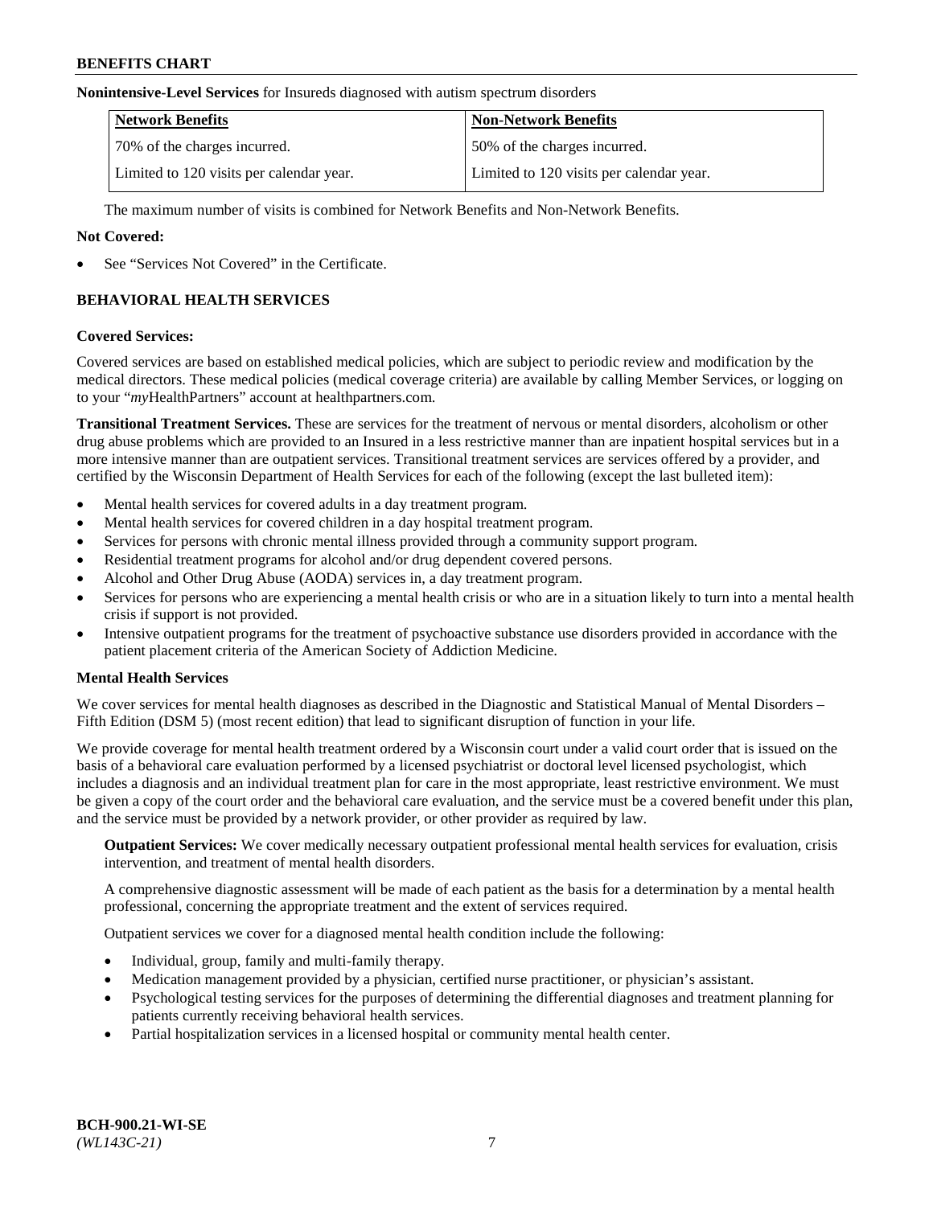**Nonintensive-Level Services** for Insureds diagnosed with autism spectrum disorders

| Network Benefits | Non-Network Benefits |
|---|---|
| 70% of the charges incurred. | 50% of the charges incurred. |
| Limited to 120 visits per calendar year. | Limited to 120 visits per calendar year. |

The maximum number of visits is combined for Network Benefits and Non-Network Benefits.

**Not Covered:**

- See "Services Not Covered" in the Certificate.

## BEHAVIORAL HEALTH SERVICES

**Covered Services:**

Covered services are based on established medical policies, which are subject to periodic review and modification by the medical directors. These medical policies (medical coverage criteria) are available by calling Member Services, or logging on to your "*my*HealthPartners" account at healthpartners.com.

**Transitional Treatment Services.** These are services for the treatment of nervous or mental disorders, alcoholism or other drug abuse problems which are provided to an Insured in a less restrictive manner than are inpatient hospital services but in a more intensive manner than are outpatient services. Transitional treatment services are services offered by a provider, and certified by the Wisconsin Department of Health Services for each of the following (except the last bulleted item):

- Mental health services for covered adults in a day treatment program.
- Mental health services for covered children in a day hospital treatment program.
- Services for persons with chronic mental illness provided through a community support program.
- Residential treatment programs for alcohol and/or drug dependent covered persons.
- Alcohol and Other Drug Abuse (AODA) services in, a day treatment program.
- Services for persons who are experiencing a mental health crisis or who are in a situation likely to turn into a mental health crisis if support is not provided.
- Intensive outpatient programs for the treatment of psychoactive substance use disorders provided in accordance with the patient placement criteria of the American Society of Addiction Medicine.

**Mental Health Services**

We cover services for mental health diagnoses as described in the Diagnostic and Statistical Manual of Mental Disorders – Fifth Edition (DSM 5) (most recent edition) that lead to significant disruption of function in your life.

We provide coverage for mental health treatment ordered by a Wisconsin court under a valid court order that is issued on the basis of a behavioral care evaluation performed by a licensed psychiatrist or doctoral level licensed psychologist, which includes a diagnosis and an individual treatment plan for care in the most appropriate, least restrictive environment. We must be given a copy of the court order and the behavioral care evaluation, and the service must be a covered benefit under this plan, and the service must be provided by a network provider, or other provider as required by law.

**Outpatient Services:** We cover medically necessary outpatient professional mental health services for evaluation, crisis intervention, and treatment of mental health disorders.

A comprehensive diagnostic assessment will be made of each patient as the basis for a determination by a mental health professional, concerning the appropriate treatment and the extent of services required.

Outpatient services we cover for a diagnosed mental health condition include the following:

- Individual, group, family and multi-family therapy.
- Medication management provided by a physician, certified nurse practitioner, or physician's assistant.
- Psychological testing services for the purposes of determining the differential diagnoses and treatment planning for patients currently receiving behavioral health services.
- Partial hospitalization services in a licensed hospital or community mental health center.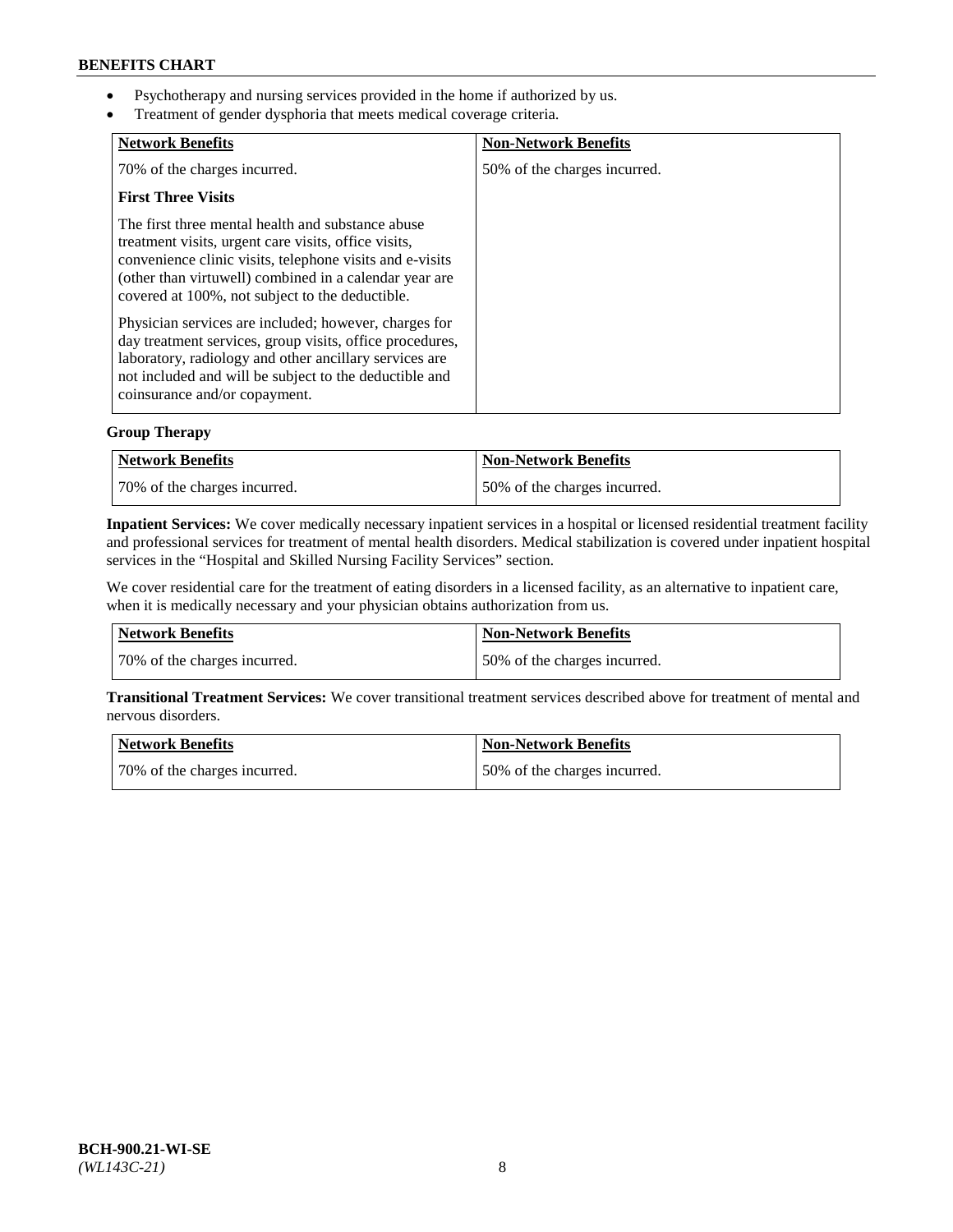- Psychotherapy and nursing services provided in the home if authorized by us.
- Treatment of gender dysphoria that meets medical coverage criteria.

| Network Benefits | Non-Network Benefits |
| --- | --- |
| 70% of the charges incurred.<br><br>**First Three Visits**<br><br>The first three mental health and substance abuse treatment visits, urgent care visits, office visits, convenience clinic visits, telephone visits and e-visits (other than virtuwell) combined in a calendar year are covered at 100%, not subject to the deductible.<br><br>Physician services are included; however, charges for day treatment services, group visits, office procedures, laboratory, radiology and other ancillary services are not included and will be subject to the deductible and coinsurance and/or copayment. | 50% of the charges incurred. |

**Group Therapy**

| Network Benefits | Non-Network Benefits |
| --- | --- |
| 70% of the charges incurred. | 50% of the charges incurred. |

**Inpatient Services:** We cover medically necessary inpatient services in a hospital or licensed residential treatment facility and professional services for treatment of mental health disorders. Medical stabilization is covered under inpatient hospital services in the "Hospital and Skilled Nursing Facility Services" section.

We cover residential care for the treatment of eating disorders in a licensed facility, as an alternative to inpatient care, when it is medically necessary and your physician obtains authorization from us.

| Network Benefits | Non-Network Benefits |
| --- | --- |
| 70% of the charges incurred. | 50% of the charges incurred. |

**Transitional Treatment Services:** We cover transitional treatment services described above for treatment of mental and nervous disorders.

| Network Benefits | Non-Network Benefits |
| --- | --- |
| 70% of the charges incurred. | 50% of the charges incurred. |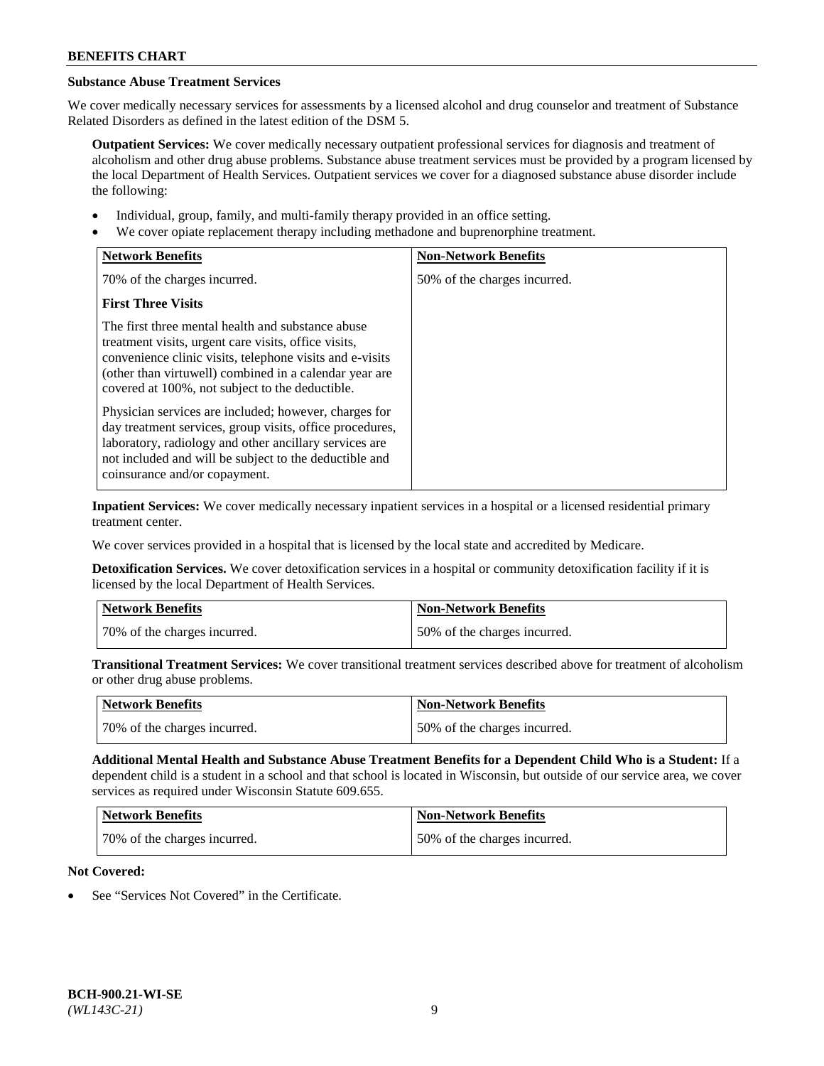### Substance Abuse Treatment Services

We cover medically necessary services for assessments by a licensed alcohol and drug counselor and treatment of Substance Related Disorders as defined in the latest edition of the DSM 5.

**Outpatient Services:** We cover medically necessary outpatient professional services for diagnosis and treatment of alcoholism and other drug abuse problems. Substance abuse treatment services must be provided by a program licensed by the local Department of Health Services. Outpatient services we cover for a diagnosed substance abuse disorder include the following:

- Individual, group, family, and multi-family therapy provided in an office setting.
- We cover opiate replacement therapy including methadone and buprenorphine treatment.

| Network Benefits | Non-Network Benefits |
|---|---|
| 70% of the charges incurred.<br><br>**First Three Visits**<br><br>The first three mental health and substance abuse treatment visits, urgent care visits, office visits, convenience clinic visits, telephone visits and e-visits (other than virtuwell) combined in a calendar year are covered at 100%, not subject to the deductible.<br><br>Physician services are included; however, charges for day treatment services, group visits, office procedures, laboratory, radiology and other ancillary services are not included and will be subject to the deductible and coinsurance and/or copayment. | 50% of the charges incurred. |

**Inpatient Services:** We cover medically necessary inpatient services in a hospital or a licensed residential primary treatment center.

We cover services provided in a hospital that is licensed by the local state and accredited by Medicare.

**Detoxification Services.** We cover detoxification services in a hospital or community detoxification facility if it is licensed by the local Department of Health Services.

| Network Benefits | Non-Network Benefits |
|---|---|
| 70% of the charges incurred. | 50% of the charges incurred. |

**Transitional Treatment Services:** We cover transitional treatment services described above for treatment of alcoholism or other drug abuse problems.

| Network Benefits | Non-Network Benefits |
|---|---|
| 70% of the charges incurred. | 50% of the charges incurred. |

**Additional Mental Health and Substance Abuse Treatment Benefits for a Dependent Child Who is a Student:** If a dependent child is a student in a school and that school is located in Wisconsin, but outside of our service area, we cover services as required under Wisconsin Statute 609.655.

| Network Benefits | Non-Network Benefits |
|---|---|
| 70% of the charges incurred. | 50% of the charges incurred. |

**Not Covered:**

- See "Services Not Covered" in the Certificate.

BCH-900.21-WI-SE
*(WL143C-21)*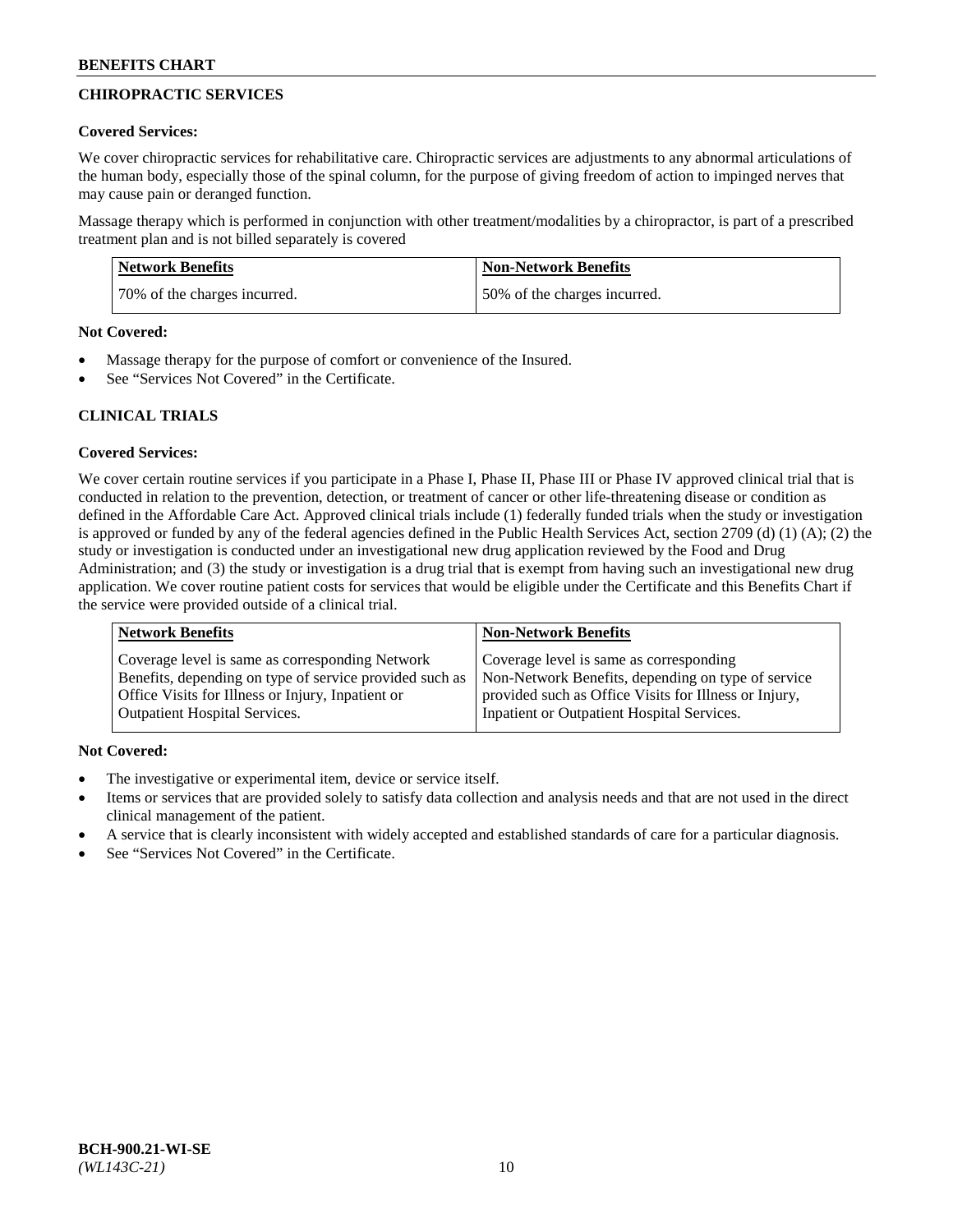## CHIROPRACTIC SERVICES

**Covered Services:**

We cover chiropractic services for rehabilitative care. Chiropractic services are adjustments to any abnormal articulations of the human body, especially those of the spinal column, for the purpose of giving freedom of action to impinged nerves that may cause pain or deranged function.

Massage therapy which is performed in conjunction with other treatment/modalities by a chiropractor, is part of a prescribed treatment plan and is not billed separately is covered

| Network Benefits | Non-Network Benefits |
| --- | --- |
| 70% of the charges incurred. | 50% of the charges incurred. |

**Not Covered:**

- Massage therapy for the purpose of comfort or convenience of the Insured.
- See "Services Not Covered" in the Certificate.

## CLINICAL TRIALS

**Covered Services:**

We cover certain routine services if you participate in a Phase I, Phase II, Phase III or Phase IV approved clinical trial that is conducted in relation to the prevention, detection, or treatment of cancer or other life-threatening disease or condition as defined in the Affordable Care Act. Approved clinical trials include (1) federally funded trials when the study or investigation is approved or funded by any of the federal agencies defined in the Public Health Services Act, section 2709 (d) (1) (A); (2) the study or investigation is conducted under an investigational new drug application reviewed by the Food and Drug Administration; and (3) the study or investigation is a drug trial that is exempt from having such an investigational new drug application. We cover routine patient costs for services that would be eligible under the Certificate and this Benefits Chart if the service were provided outside of a clinical trial.

| Network Benefits | Non-Network Benefits |
| --- | --- |
| Coverage level is same as corresponding Network Benefits, depending on type of service provided such as Office Visits for Illness or Injury, Inpatient or Outpatient Hospital Services. | Coverage level is same as corresponding Non-Network Benefits, depending on type of service provided such as Office Visits for Illness or Injury, Inpatient or Outpatient Hospital Services. |

**Not Covered:**

- The investigative or experimental item, device or service itself.
- Items or services that are provided solely to satisfy data collection and analysis needs and that are not used in the direct clinical management of the patient.
- A service that is clearly inconsistent with widely accepted and established standards of care for a particular diagnosis.
- See "Services Not Covered" in the Certificate.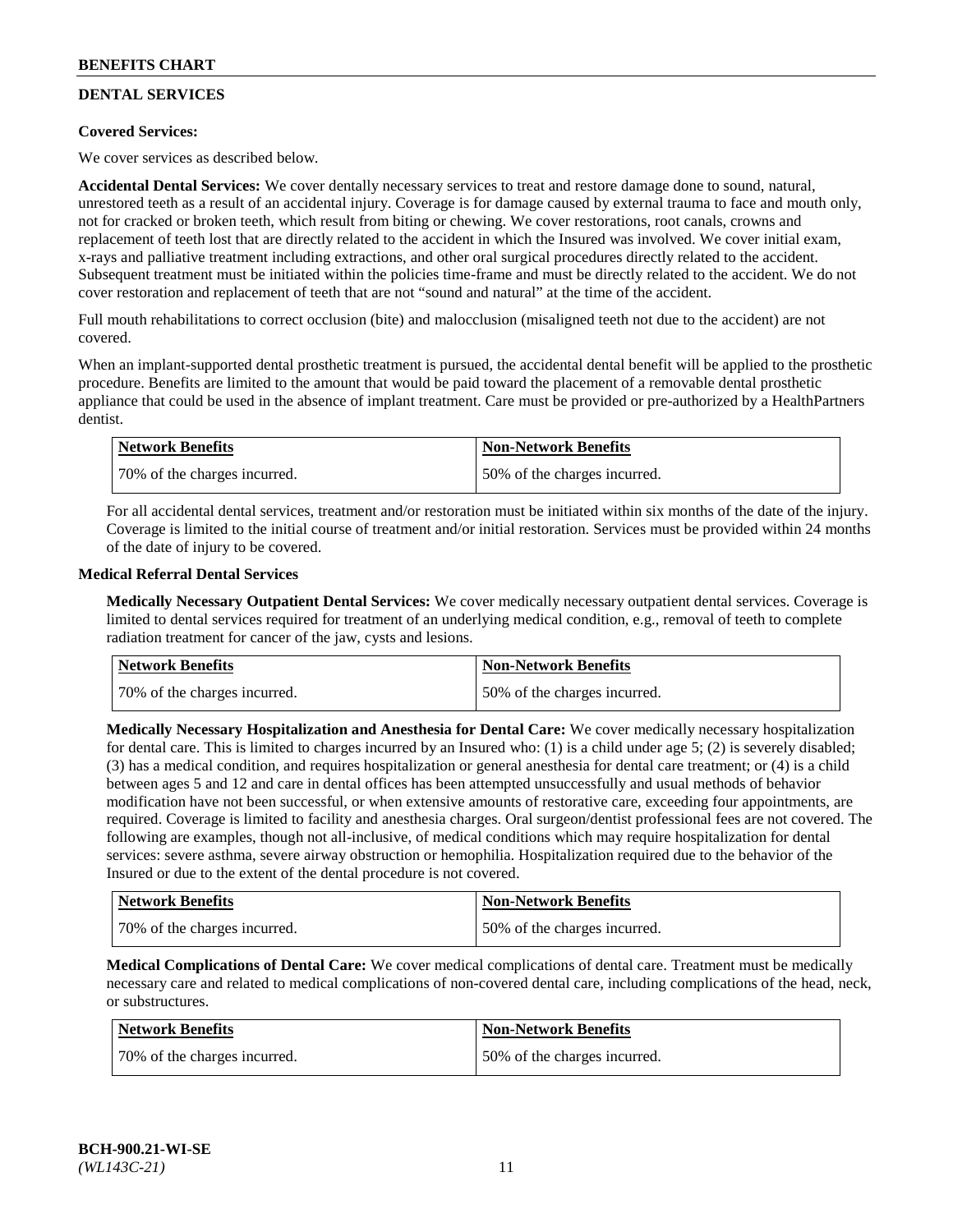## DENTAL SERVICES

**Covered Services:**

We cover services as described below.

**Accidental Dental Services:** We cover dentally necessary services to treat and restore damage done to sound, natural, unrestored teeth as a result of an accidental injury. Coverage is for damage caused by external trauma to face and mouth only, not for cracked or broken teeth, which result from biting or chewing. We cover restorations, root canals, crowns and replacement of teeth lost that are directly related to the accident in which the Insured was involved. We cover initial exam, x-rays and palliative treatment including extractions, and other oral surgical procedures directly related to the accident. Subsequent treatment must be initiated within the policies time-frame and must be directly related to the accident. We do not cover restoration and replacement of teeth that are not "sound and natural" at the time of the accident.

Full mouth rehabilitations to correct occlusion (bite) and malocclusion (misaligned teeth not due to the accident) are not covered.

When an implant-supported dental prosthetic treatment is pursued, the accidental dental benefit will be applied to the prosthetic procedure. Benefits are limited to the amount that would be paid toward the placement of a removable dental prosthetic appliance that could be used in the absence of implant treatment. Care must be provided or pre-authorized by a HealthPartners dentist.

| Network Benefits | Non-Network Benefits |
|---|---|
| 70% of the charges incurred. | 50% of the charges incurred. |

For all accidental dental services, treatment and/or restoration must be initiated within six months of the date of the injury. Coverage is limited to the initial course of treatment and/or initial restoration. Services must be provided within 24 months of the date of injury to be covered.

**Medical Referral Dental Services**

**Medically Necessary Outpatient Dental Services:** We cover medically necessary outpatient dental services. Coverage is limited to dental services required for treatment of an underlying medical condition, e.g., removal of teeth to complete radiation treatment for cancer of the jaw, cysts and lesions.

| Network Benefits | Non-Network Benefits |
|---|---|
| 70% of the charges incurred. | 50% of the charges incurred. |

**Medically Necessary Hospitalization and Anesthesia for Dental Care:** We cover medically necessary hospitalization for dental care. This is limited to charges incurred by an Insured who: (1) is a child under age 5; (2) is severely disabled; (3) has a medical condition, and requires hospitalization or general anesthesia for dental care treatment; or (4) is a child between ages 5 and 12 and care in dental offices has been attempted unsuccessfully and usual methods of behavior modification have not been successful, or when extensive amounts of restorative care, exceeding four appointments, are required. Coverage is limited to facility and anesthesia charges. Oral surgeon/dentist professional fees are not covered. The following are examples, though not all-inclusive, of medical conditions which may require hospitalization for dental services: severe asthma, severe airway obstruction or hemophilia. Hospitalization required due to the behavior of the Insured or due to the extent of the dental procedure is not covered.

| Network Benefits | Non-Network Benefits |
|---|---|
| 70% of the charges incurred. | 50% of the charges incurred. |

**Medical Complications of Dental Care:** We cover medical complications of dental care. Treatment must be medically necessary care and related to medical complications of non-covered dental care, including complications of the head, neck, or substructures.

| Network Benefits | Non-Network Benefits |
|---|---|
| 70% of the charges incurred. | 50% of the charges incurred. |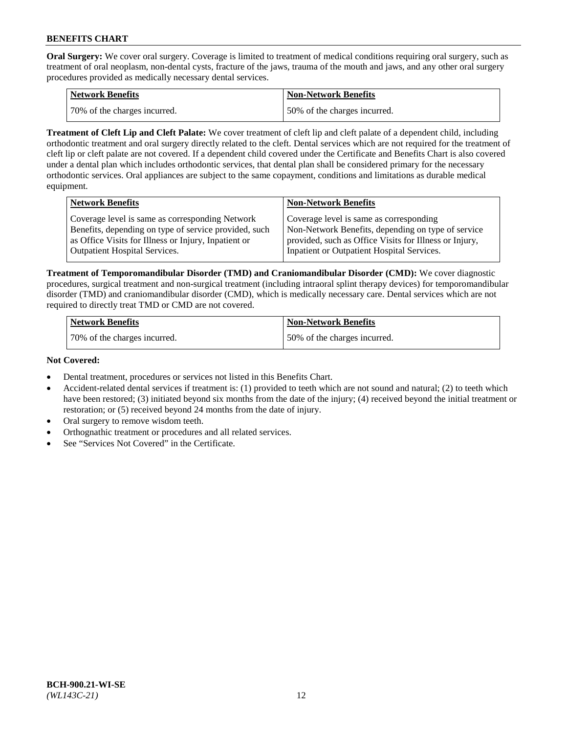**Oral Surgery:** We cover oral surgery. Coverage is limited to treatment of medical conditions requiring oral surgery, such as treatment of oral neoplasm, non-dental cysts, fracture of the jaws, trauma of the mouth and jaws, and any other oral surgery procedures provided as medically necessary dental services.

| Network Benefits | Non-Network Benefits |
| --- | --- |
| 70% of the charges incurred. | 50% of the charges incurred. |

**Treatment of Cleft Lip and Cleft Palate:** We cover treatment of cleft lip and cleft palate of a dependent child, including orthodontic treatment and oral surgery directly related to the cleft. Dental services which are not required for the treatment of cleft lip or cleft palate are not covered. If a dependent child covered under the Certificate and Benefits Chart is also covered under a dental plan which includes orthodontic services, that dental plan shall be considered primary for the necessary orthodontic services. Oral appliances are subject to the same copayment, conditions and limitations as durable medical equipment.

| Network Benefits | Non-Network Benefits |
| --- | --- |
| Coverage level is same as corresponding Network Benefits, depending on type of service provided, such as Office Visits for Illness or Injury, Inpatient or Outpatient Hospital Services. | Coverage level is same as corresponding Non-Network Benefits, depending on type of service provided, such as Office Visits for Illness or Injury, Inpatient or Outpatient Hospital Services. |

**Treatment of Temporomandibular Disorder (TMD) and Craniomandibular Disorder (CMD):** We cover diagnostic procedures, surgical treatment and non-surgical treatment (including intraoral splint therapy devices) for temporomandibular disorder (TMD) and craniomandibular disorder (CMD), which is medically necessary care. Dental services which are not required to directly treat TMD or CMD are not covered.

| Network Benefits | Non-Network Benefits |
| --- | --- |
| 70% of the charges incurred. | 50% of the charges incurred. |

**Not Covered:**

- Dental treatment, procedures or services not listed in this Benefits Chart.
- Accident-related dental services if treatment is: (1) provided to teeth which are not sound and natural; (2) to teeth which have been restored; (3) initiated beyond six months from the date of the injury; (4) received beyond the initial treatment or restoration; or (5) received beyond 24 months from the date of injury.
- Oral surgery to remove wisdom teeth.
- Orthognathic treatment or procedures and all related services.
- See "Services Not Covered" in the Certificate.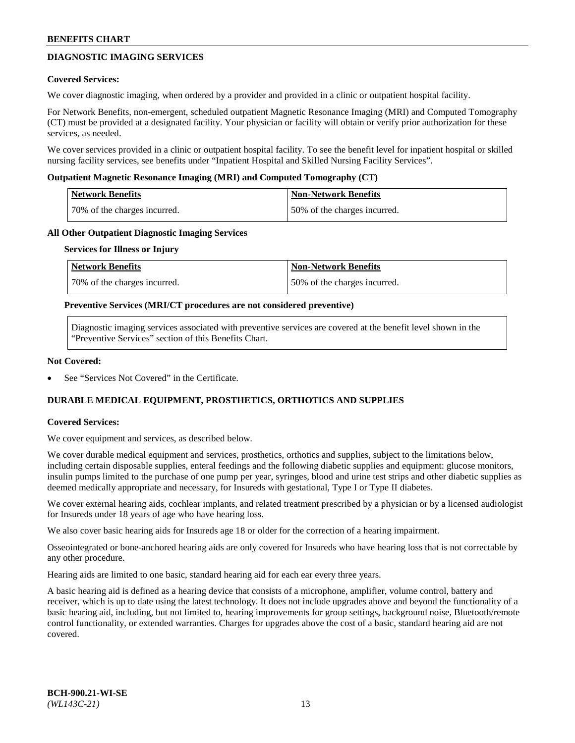## DIAGNOSTIC IMAGING SERVICES

**Covered Services:**

We cover diagnostic imaging, when ordered by a provider and provided in a clinic or outpatient hospital facility.

For Network Benefits, non-emergent, scheduled outpatient Magnetic Resonance Imaging (MRI) and Computed Tomography (CT) must be provided at a designated facility. Your physician or facility will obtain or verify prior authorization for these services, as needed.

We cover services provided in a clinic or outpatient hospital facility. To see the benefit level for inpatient hospital or skilled nursing facility services, see benefits under "Inpatient Hospital and Skilled Nursing Facility Services".

**Outpatient Magnetic Resonance Imaging (MRI) and Computed Tomography (CT)**

| Network Benefits | Non-Network Benefits |
|---|---|
| 70% of the charges incurred. | 50% of the charges incurred. |

**All Other Outpatient Diagnostic Imaging Services**

**Services for Illness or Injury**

| Network Benefits | Non-Network Benefits |
|---|---|
| 70% of the charges incurred. | 50% of the charges incurred. |

**Preventive Services (MRI/CT procedures are not considered preventive)**

Diagnostic imaging services associated with preventive services are covered at the benefit level shown in the "Preventive Services" section of this Benefits Chart.

**Not Covered:**

- See "Services Not Covered" in the Certificate.

## DURABLE MEDICAL EQUIPMENT, PROSTHETICS, ORTHOTICS AND SUPPLIES

**Covered Services:**

We cover equipment and services, as described below.

We cover durable medical equipment and services, prosthetics, orthotics and supplies, subject to the limitations below, including certain disposable supplies, enteral feedings and the following diabetic supplies and equipment: glucose monitors, insulin pumps limited to the purchase of one pump per year, syringes, blood and urine test strips and other diabetic supplies as deemed medically appropriate and necessary, for Insureds with gestational, Type I or Type II diabetes.

We cover external hearing aids, cochlear implants, and related treatment prescribed by a physician or by a licensed audiologist for Insureds under 18 years of age who have hearing loss.

We also cover basic hearing aids for Insureds age 18 or older for the correction of a hearing impairment.

Osseointegrated or bone-anchored hearing aids are only covered for Insureds who have hearing loss that is not correctable by any other procedure.

Hearing aids are limited to one basic, standard hearing aid for each ear every three years.

A basic hearing aid is defined as a hearing device that consists of a microphone, amplifier, volume control, battery and receiver, which is up to date using the latest technology. It does not include upgrades above and beyond the functionality of a basic hearing aid, including, but not limited to, hearing improvements for group settings, background noise, Bluetooth/remote control functionality, or extended warranties. Charges for upgrades above the cost of a basic, standard hearing aid are not covered.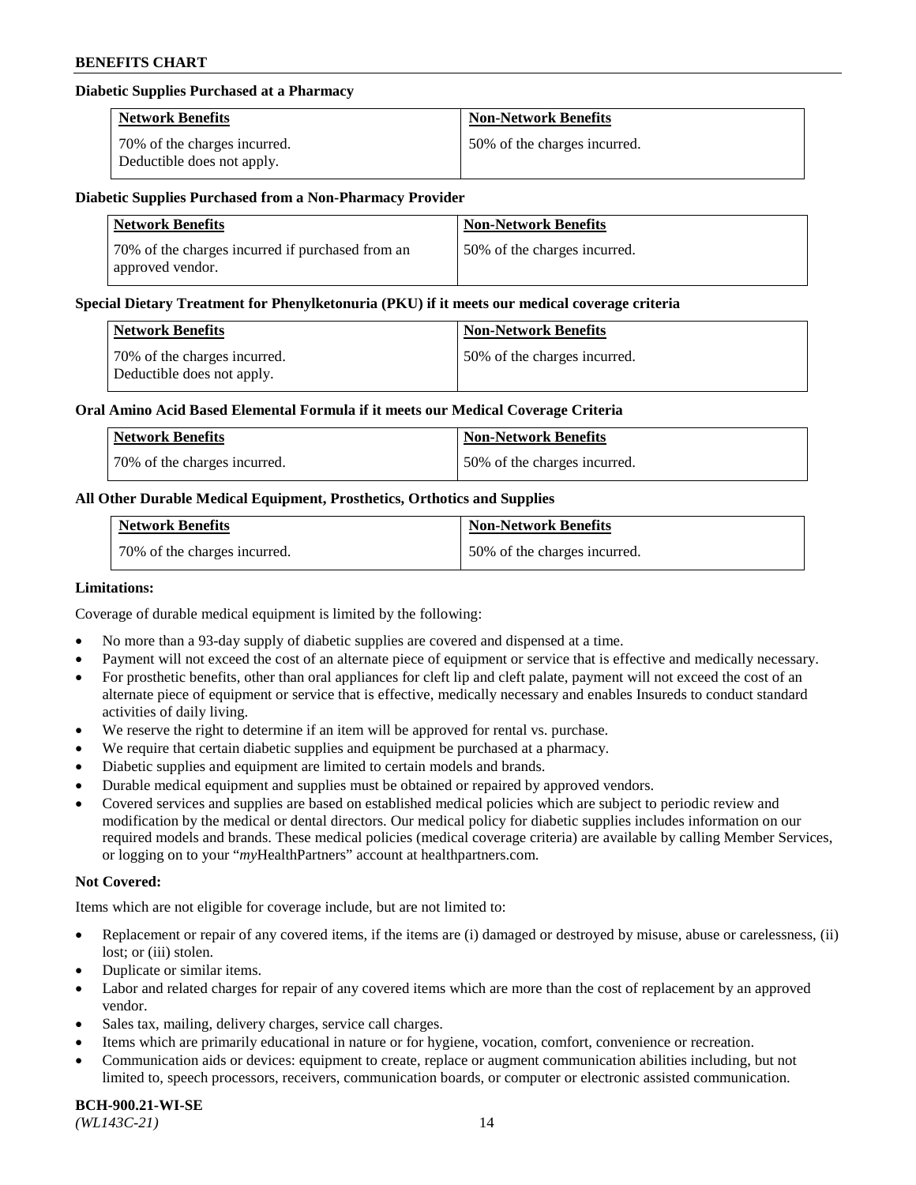#### Diabetic Supplies Purchased at a Pharmacy

| Network Benefits | Non-Network Benefits |
| --- | --- |
| 70% of the charges incurred. Deductible does not apply. | 50% of the charges incurred. |

#### Diabetic Supplies Purchased from a Non-Pharmacy Provider

| Network Benefits | Non-Network Benefits |
| --- | --- |
| 70% of the charges incurred if purchased from an approved vendor. | 50% of the charges incurred. |

#### Special Dietary Treatment for Phenylketonuria (PKU) if it meets our medical coverage criteria

| Network Benefits | Non-Network Benefits |
| --- | --- |
| 70% of the charges incurred. Deductible does not apply. | 50% of the charges incurred. |

#### Oral Amino Acid Based Elemental Formula if it meets our Medical Coverage Criteria

| Network Benefits | Non-Network Benefits |
| --- | --- |
| 70% of the charges incurred. | 50% of the charges incurred. |

#### All Other Durable Medical Equipment, Prosthetics, Orthotics and Supplies

| Network Benefits | Non-Network Benefits |
| --- | --- |
| 70% of the charges incurred. | 50% of the charges incurred. |

**Limitations:**

Coverage of durable medical equipment is limited by the following:

- No more than a 93-day supply of diabetic supplies are covered and dispensed at a time.
- Payment will not exceed the cost of an alternate piece of equipment or service that is effective and medically necessary.
- For prosthetic benefits, other than oral appliances for cleft lip and cleft palate, payment will not exceed the cost of an alternate piece of equipment or service that is effective, medically necessary and enables Insureds to conduct standard activities of daily living.
- We reserve the right to determine if an item will be approved for rental vs. purchase.
- We require that certain diabetic supplies and equipment be purchased at a pharmacy.
- Diabetic supplies and equipment are limited to certain models and brands.
- Durable medical equipment and supplies must be obtained or repaired by approved vendors.
- Covered services and supplies are based on established medical policies which are subject to periodic review and modification by the medical or dental directors. Our medical policy for diabetic supplies includes information on our required models and brands. These medical policies (medical coverage criteria) are available by calling Member Services, or logging on to your "*my*HealthPartners" account at healthpartners.com.

**Not Covered:**

Items which are not eligible for coverage include, but are not limited to:

- Replacement or repair of any covered items, if the items are (i) damaged or destroyed by misuse, abuse or carelessness, (ii) lost; or (iii) stolen.
- Duplicate or similar items.
- Labor and related charges for repair of any covered items which are more than the cost of replacement by an approved vendor.
- Sales tax, mailing, delivery charges, service call charges.
- Items which are primarily educational in nature or for hygiene, vocation, comfort, convenience or recreation.
- Communication aids or devices: equipment to create, replace or augment communication abilities including, but not limited to, speech processors, receivers, communication boards, or computer or electronic assisted communication.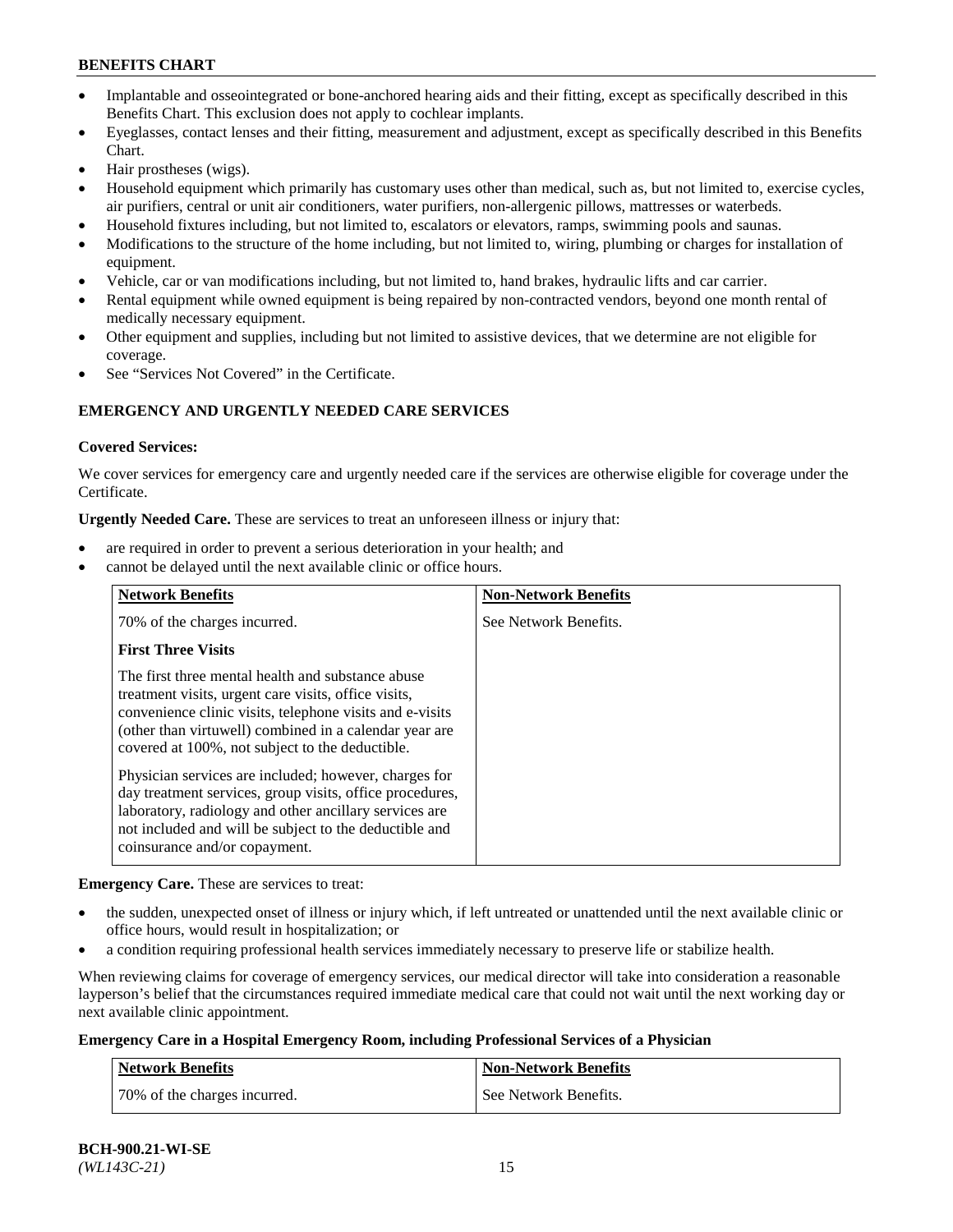- Implantable and osseointegrated or bone-anchored hearing aids and their fitting, except as specifically described in this Benefits Chart. This exclusion does not apply to cochlear implants.
- Eyeglasses, contact lenses and their fitting, measurement and adjustment, except as specifically described in this Benefits Chart.
- Hair prostheses (wigs).
- Household equipment which primarily has customary uses other than medical, such as, but not limited to, exercise cycles, air purifiers, central or unit air conditioners, water purifiers, non-allergenic pillows, mattresses or waterbeds.
- Household fixtures including, but not limited to, escalators or elevators, ramps, swimming pools and saunas.
- Modifications to the structure of the home including, but not limited to, wiring, plumbing or charges for installation of equipment.
- Vehicle, car or van modifications including, but not limited to, hand brakes, hydraulic lifts and car carrier.
- Rental equipment while owned equipment is being repaired by non-contracted vendors, beyond one month rental of medically necessary equipment.
- Other equipment and supplies, including but not limited to assistive devices, that we determine are not eligible for coverage.
- See "Services Not Covered" in the Certificate.

## EMERGENCY AND URGENTLY NEEDED CARE SERVICES

### Covered Services:

We cover services for emergency care and urgently needed care if the services are otherwise eligible for coverage under the Certificate.

**Urgently Needed Care.** These are services to treat an unforeseen illness or injury that:

- are required in order to prevent a serious deterioration in your health; and
- cannot be delayed until the next available clinic or office hours.

| Network Benefits | Non-Network Benefits |
|---|---|
| 70% of the charges incurred.<br><br>**First Three Visits**<br><br>The first three mental health and substance abuse treatment visits, urgent care visits, office visits, convenience clinic visits, telephone visits and e-visits (other than virtuwell) combined in a calendar year are covered at 100%, not subject to the deductible.<br><br>Physician services are included; however, charges for day treatment services, group visits, office procedures, laboratory, radiology and other ancillary services are not included and will be subject to the deductible and coinsurance and/or copayment. | See Network Benefits. |

**Emergency Care.** These are services to treat:

- the sudden, unexpected onset of illness or injury which, if left untreated or unattended until the next available clinic or office hours, would result in hospitalization; or
- a condition requiring professional health services immediately necessary to preserve life or stabilize health.

When reviewing claims for coverage of emergency services, our medical director will take into consideration a reasonable layperson's belief that the circumstances required immediate medical care that could not wait until the next working day or next available clinic appointment.

**Emergency Care in a Hospital Emergency Room, including Professional Services of a Physician**

| Network Benefits | Non-Network Benefits |
|---|---|
| 70% of the charges incurred. | See Network Benefits. |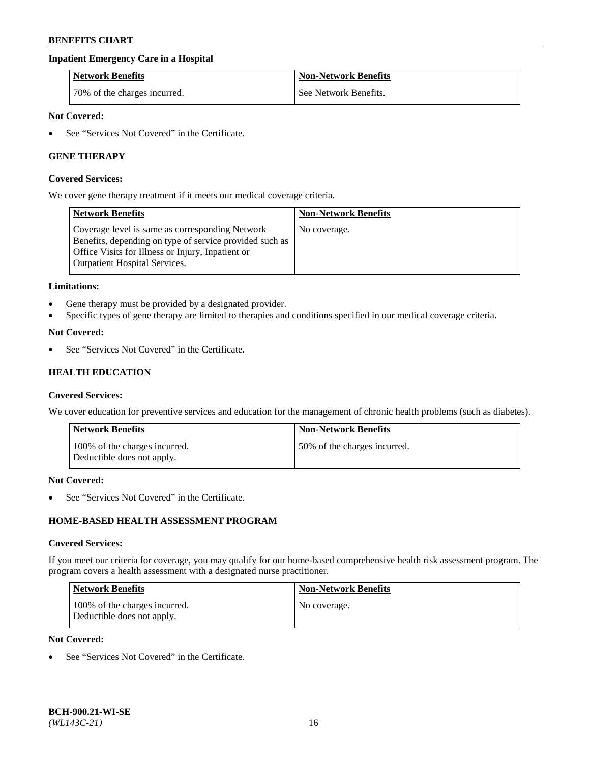### Inpatient Emergency Care in a Hospital

| Network Benefits | Non-Network Benefits |
| --- | --- |
| 70% of the charges incurred. | See Network Benefits. |

**Not Covered:**

- See "Services Not Covered" in the Certificate.

## GENE THERAPY

**Covered Services:**

We cover gene therapy treatment if it meets our medical coverage criteria.

| Network Benefits | Non-Network Benefits |
| --- | --- |
| Coverage level is same as corresponding Network Benefits, depending on type of service provided such as Office Visits for Illness or Injury, Inpatient or Outpatient Hospital Services. | No coverage. |

**Limitations:**

- Gene therapy must be provided by a designated provider.
- Specific types of gene therapy are limited to therapies and conditions specified in our medical coverage criteria.

**Not Covered:**

- See "Services Not Covered" in the Certificate.

## HEALTH EDUCATION

**Covered Services:**

We cover education for preventive services and education for the management of chronic health problems (such as diabetes).

| Network Benefits | Non-Network Benefits |
| --- | --- |
| 100% of the charges incurred. Deductible does not apply. | 50% of the charges incurred. |

**Not Covered:**

- See "Services Not Covered" in the Certificate.

## HOME-BASED HEALTH ASSESSMENT PROGRAM

**Covered Services:**

If you meet our criteria for coverage, you may qualify for our home-based comprehensive health risk assessment program. The program covers a health assessment with a designated nurse practitioner.

| Network Benefits | Non-Network Benefits |
| --- | --- |
| 100% of the charges incurred. Deductible does not apply. | No coverage. |

**Not Covered:**

- See "Services Not Covered" in the Certificate.

BCH-900.21-WI-SE
*(WL143C-21)*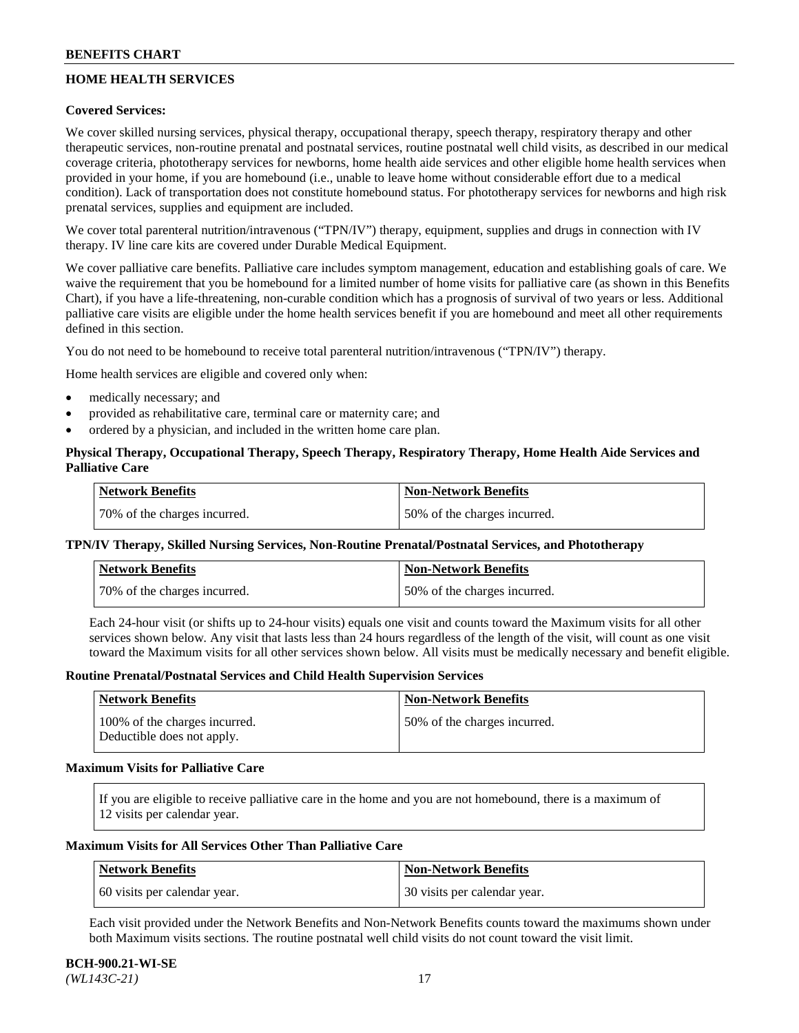## HOME HEALTH SERVICES

**Covered Services:**

We cover skilled nursing services, physical therapy, occupational therapy, speech therapy, respiratory therapy and other therapeutic services, non-routine prenatal and postnatal services, routine postnatal well child visits, as described in our medical coverage criteria, phototherapy services for newborns, home health aide services and other eligible home health services when provided in your home, if you are homebound (i.e., unable to leave home without considerable effort due to a medical condition). Lack of transportation does not constitute homebound status. For phototherapy services for newborns and high risk prenatal services, supplies and equipment are included.

We cover total parenteral nutrition/intravenous ("TPN/IV") therapy, equipment, supplies and drugs in connection with IV therapy. IV line care kits are covered under Durable Medical Equipment.

We cover palliative care benefits. Palliative care includes symptom management, education and establishing goals of care. We waive the requirement that you be homebound for a limited number of home visits for palliative care (as shown in this Benefits Chart), if you have a life-threatening, non-curable condition which has a prognosis of survival of two years or less. Additional palliative care visits are eligible under the home health services benefit if you are homebound and meet all other requirements defined in this section.

You do not need to be homebound to receive total parenteral nutrition/intravenous ("TPN/IV") therapy.

Home health services are eligible and covered only when:

- medically necessary; and
- provided as rehabilitative care, terminal care or maternity care; and
- ordered by a physician, and included in the written home care plan.

**Physical Therapy, Occupational Therapy, Speech Therapy, Respiratory Therapy, Home Health Aide Services and Palliative Care**

| Network Benefits | Non-Network Benefits |
|---|---|
| 70% of the charges incurred. | 50% of the charges incurred. |

**TPN/IV Therapy, Skilled Nursing Services, Non-Routine Prenatal/Postnatal Services, and Phototherapy**

| Network Benefits | Non-Network Benefits |
|---|---|
| 70% of the charges incurred. | 50% of the charges incurred. |

Each 24-hour visit (or shifts up to 24-hour visits) equals one visit and counts toward the Maximum visits for all other services shown below. Any visit that lasts less than 24 hours regardless of the length of the visit, will count as one visit toward the Maximum visits for all other services shown below. All visits must be medically necessary and benefit eligible.

**Routine Prenatal/Postnatal Services and Child Health Supervision Services**

| Network Benefits | Non-Network Benefits |
|---|---|
| 100% of the charges incurred. Deductible does not apply. | 50% of the charges incurred. |

**Maximum Visits for Palliative Care**

If you are eligible to receive palliative care in the home and you are not homebound, there is a maximum of 12 visits per calendar year.

**Maximum Visits for All Services Other Than Palliative Care**

| Network Benefits | Non-Network Benefits |
|---|---|
| 60 visits per calendar year. | 30 visits per calendar year. |

Each visit provided under the Network Benefits and Non-Network Benefits counts toward the maximums shown under both Maximum visits sections. The routine postnatal well child visits do not count toward the visit limit.

**BCH-900.21-WI-SE**
*(WL143C-21)*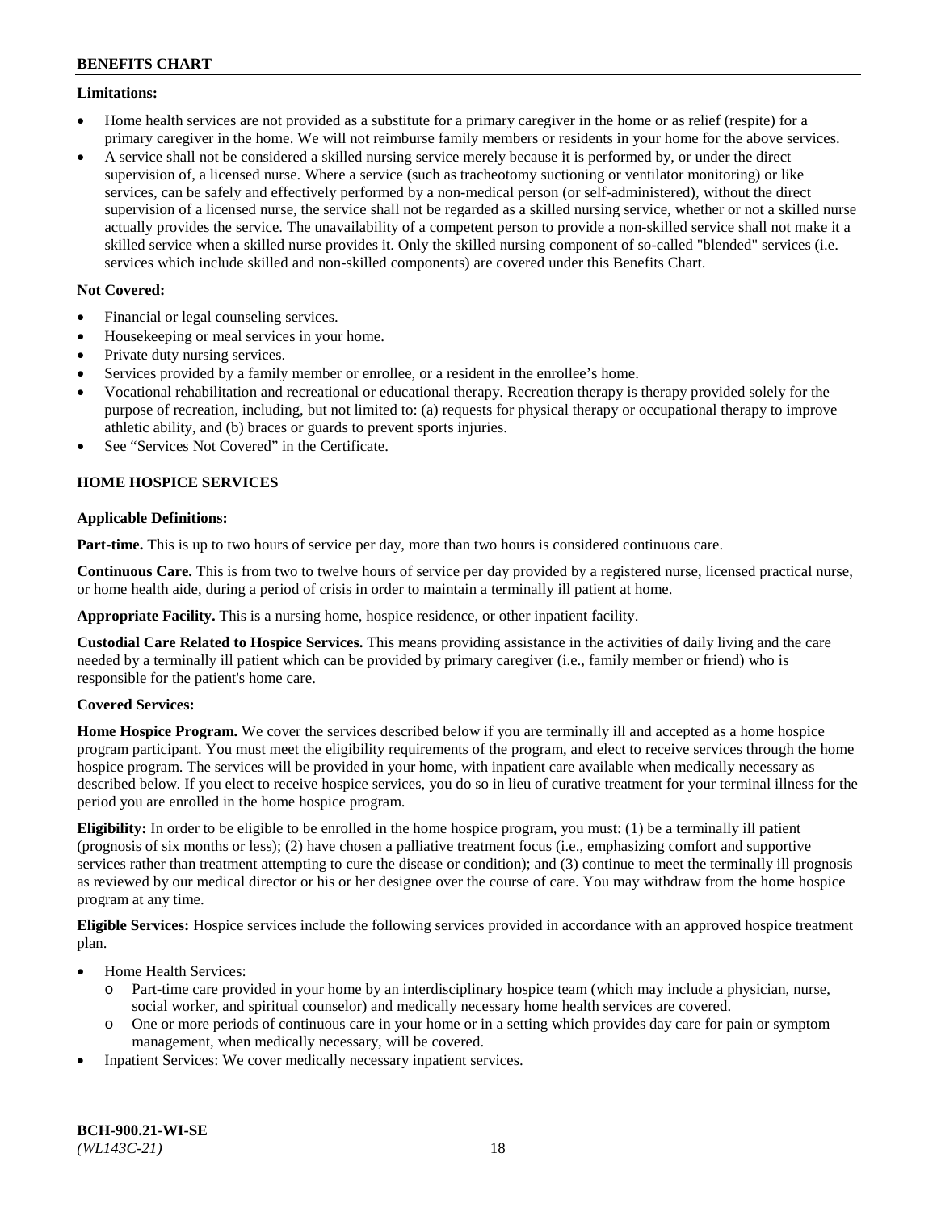**Limitations:**

- Home health services are not provided as a substitute for a primary caregiver in the home or as relief (respite) for a primary caregiver in the home. We will not reimburse family members or residents in your home for the above services.
- A service shall not be considered a skilled nursing service merely because it is performed by, or under the direct supervision of, a licensed nurse. Where a service (such as tracheotomy suctioning or ventilator monitoring) or like services, can be safely and effectively performed by a non-medical person (or self-administered), without the direct supervision of a licensed nurse, the service shall not be regarded as a skilled nursing service, whether or not a skilled nurse actually provides the service. The unavailability of a competent person to provide a non-skilled service shall not make it a skilled service when a skilled nurse provides it. Only the skilled nursing component of so-called "blended" services (i.e. services which include skilled and non-skilled components) are covered under this Benefits Chart.

**Not Covered:**

- Financial or legal counseling services.
- Housekeeping or meal services in your home.
- Private duty nursing services.
- Services provided by a family member or enrollee, or a resident in the enrollee's home.
- Vocational rehabilitation and recreational or educational therapy. Recreation therapy is therapy provided solely for the purpose of recreation, including, but not limited to: (a) requests for physical therapy or occupational therapy to improve athletic ability, and (b) braces or guards to prevent sports injuries.
- See "Services Not Covered" in the Certificate.

### HOME HOSPICE SERVICES

**Applicable Definitions:**

**Part-time.** This is up to two hours of service per day, more than two hours is considered continuous care.

**Continuous Care.** This is from two to twelve hours of service per day provided by a registered nurse, licensed practical nurse, or home health aide, during a period of crisis in order to maintain a terminally ill patient at home.

**Appropriate Facility.** This is a nursing home, hospice residence, or other inpatient facility.

**Custodial Care Related to Hospice Services.** This means providing assistance in the activities of daily living and the care needed by a terminally ill patient which can be provided by primary caregiver (i.e., family member or friend) who is responsible for the patient's home care.

**Covered Services:**

**Home Hospice Program.** We cover the services described below if you are terminally ill and accepted as a home hospice program participant. You must meet the eligibility requirements of the program, and elect to receive services through the home hospice program. The services will be provided in your home, with inpatient care available when medically necessary as described below. If you elect to receive hospice services, you do so in lieu of curative treatment for your terminal illness for the period you are enrolled in the home hospice program.

**Eligibility:** In order to be eligible to be enrolled in the home hospice program, you must: (1) be a terminally ill patient (prognosis of six months or less); (2) have chosen a palliative treatment focus (i.e., emphasizing comfort and supportive services rather than treatment attempting to cure the disease or condition); and (3) continue to meet the terminally ill prognosis as reviewed by our medical director or his or her designee over the course of care. You may withdraw from the home hospice program at any time.

**Eligible Services:** Hospice services include the following services provided in accordance with an approved hospice treatment plan.

- Home Health Services:
  - Part-time care provided in your home by an interdisciplinary hospice team (which may include a physician, nurse, social worker, and spiritual counselor) and medically necessary home health services are covered.
  - One or more periods of continuous care in your home or in a setting which provides day care for pain or symptom management, when medically necessary, will be covered.
- Inpatient Services: We cover medically necessary inpatient services.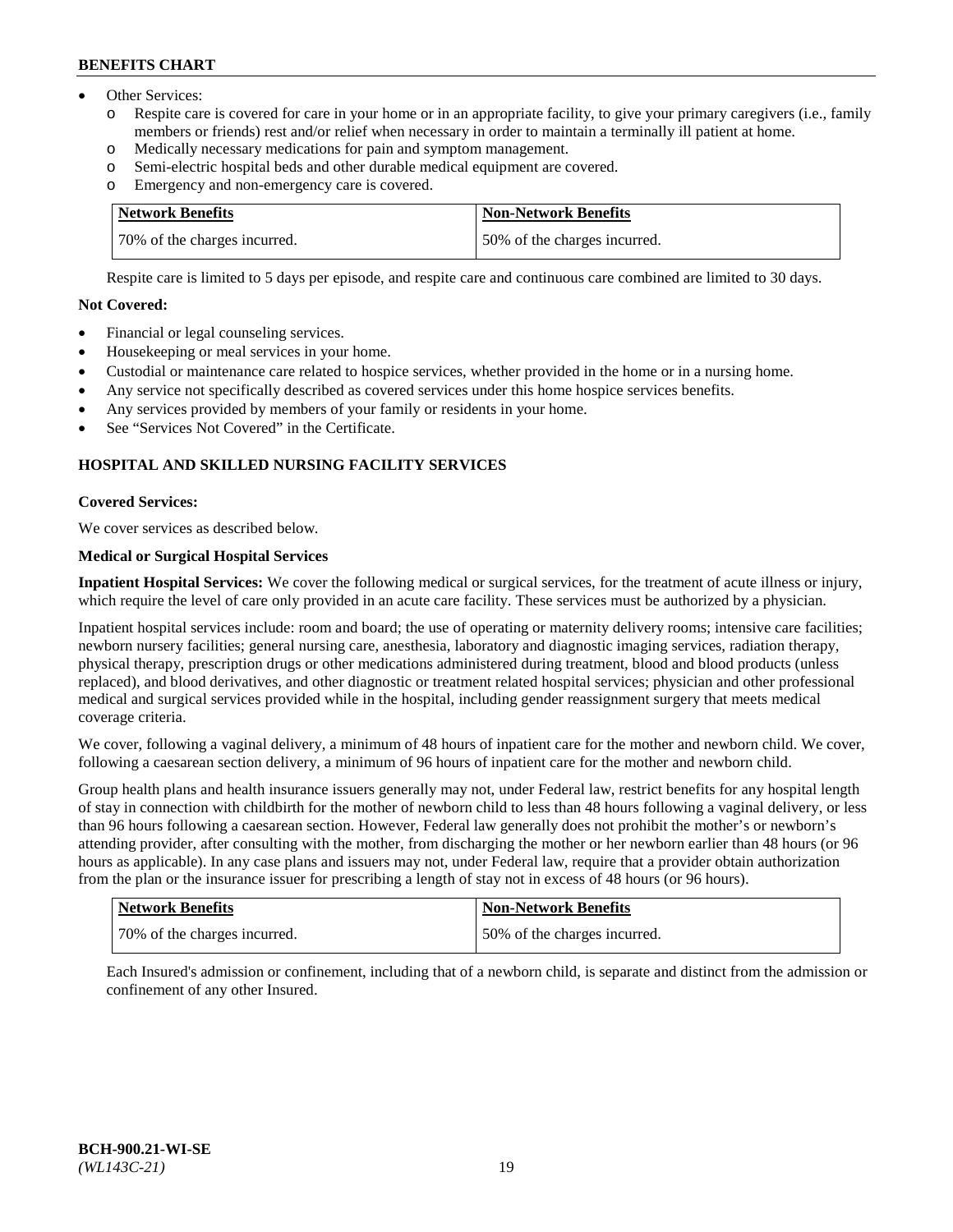- Other Services:
  - o Respite care is covered for care in your home or in an appropriate facility, to give your primary caregivers (i.e., family members or friends) rest and/or relief when necessary in order to maintain a terminally ill patient at home.
  - o Medically necessary medications for pain and symptom management.
  - o Semi-electric hospital beds and other durable medical equipment are covered.
  - o Emergency and non-emergency care is covered.

| Network Benefits | Non-Network Benefits |
|---|---|
| 70% of the charges incurred. | 50% of the charges incurred. |

Respite care is limited to 5 days per episode, and respite care and continuous care combined are limited to 30 days.

**Not Covered:**

- Financial or legal counseling services.
- Housekeeping or meal services in your home.
- Custodial or maintenance care related to hospice services, whether provided in the home or in a nursing home.
- Any service not specifically described as covered services under this home hospice services benefits.
- Any services provided by members of your family or residents in your home.
- See "Services Not Covered" in the Certificate.

## HOSPITAL AND SKILLED NURSING FACILITY SERVICES

**Covered Services:**

We cover services as described below.

**Medical or Surgical Hospital Services**

**Inpatient Hospital Services:** We cover the following medical or surgical services, for the treatment of acute illness or injury, which require the level of care only provided in an acute care facility. These services must be authorized by a physician.

Inpatient hospital services include: room and board; the use of operating or maternity delivery rooms; intensive care facilities; newborn nursery facilities; general nursing care, anesthesia, laboratory and diagnostic imaging services, radiation therapy, physical therapy, prescription drugs or other medications administered during treatment, blood and blood products (unless replaced), and blood derivatives, and other diagnostic or treatment related hospital services; physician and other professional medical and surgical services provided while in the hospital, including gender reassignment surgery that meets medical coverage criteria.

We cover, following a vaginal delivery, a minimum of 48 hours of inpatient care for the mother and newborn child. We cover, following a caesarean section delivery, a minimum of 96 hours of inpatient care for the mother and newborn child.

Group health plans and health insurance issuers generally may not, under Federal law, restrict benefits for any hospital length of stay in connection with childbirth for the mother of newborn child to less than 48 hours following a vaginal delivery, or less than 96 hours following a caesarean section. However, Federal law generally does not prohibit the mother's or newborn's attending provider, after consulting with the mother, from discharging the mother or her newborn earlier than 48 hours (or 96 hours as applicable). In any case plans and issuers may not, under Federal law, require that a provider obtain authorization from the plan or the insurance issuer for prescribing a length of stay not in excess of 48 hours (or 96 hours).

| Network Benefits | Non-Network Benefits |
|---|---|
| 70% of the charges incurred. | 50% of the charges incurred. |

Each Insured's admission or confinement, including that of a newborn child, is separate and distinct from the admission or confinement of any other Insured.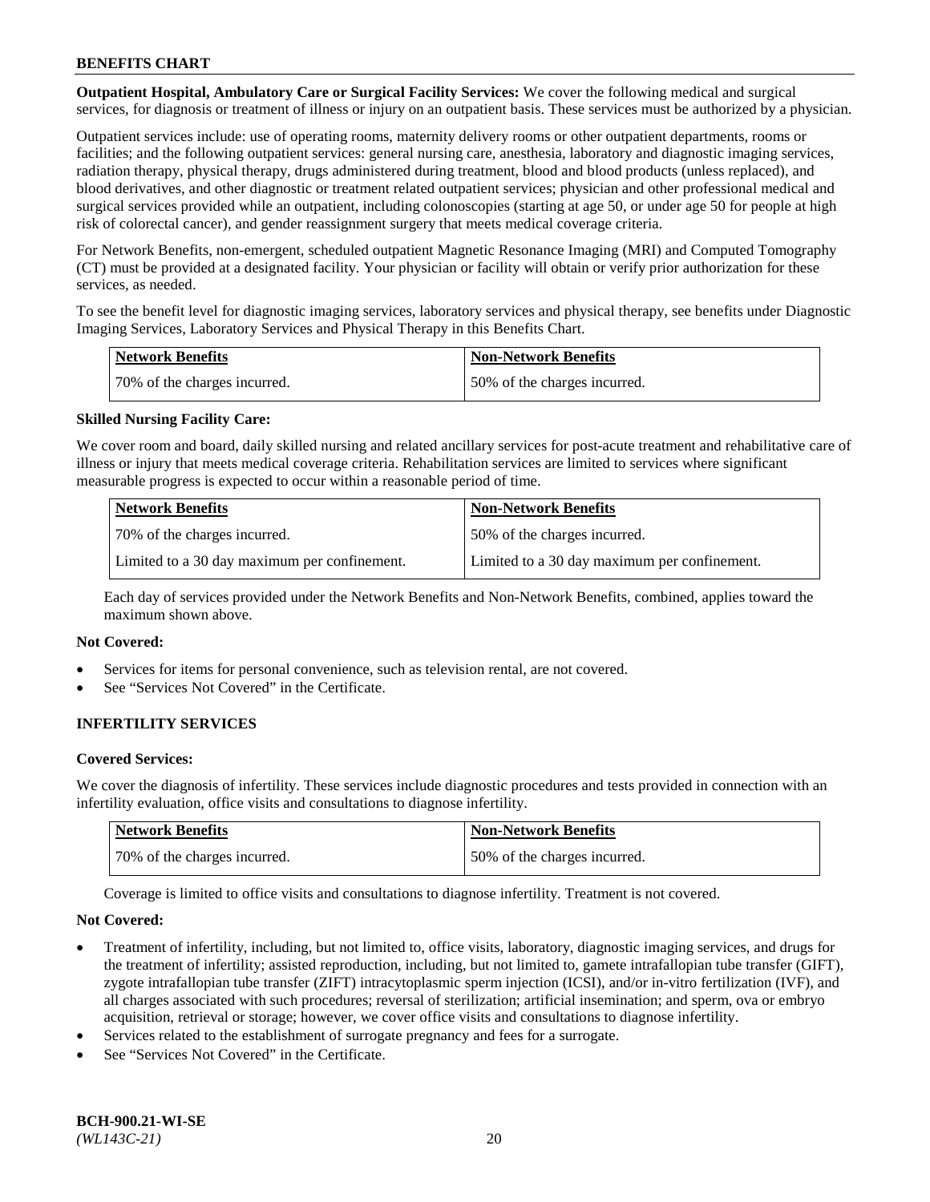**Outpatient Hospital, Ambulatory Care or Surgical Facility Services:** We cover the following medical and surgical services, for diagnosis or treatment of illness or injury on an outpatient basis. These services must be authorized by a physician.

Outpatient services include: use of operating rooms, maternity delivery rooms or other outpatient departments, rooms or facilities; and the following outpatient services: general nursing care, anesthesia, laboratory and diagnostic imaging services, radiation therapy, physical therapy, drugs administered during treatment, blood and blood products (unless replaced), and blood derivatives, and other diagnostic or treatment related outpatient services; physician and other professional medical and surgical services provided while an outpatient, including colonoscopies (starting at age 50, or under age 50 for people at high risk of colorectal cancer), and gender reassignment surgery that meets medical coverage criteria.

For Network Benefits, non-emergent, scheduled outpatient Magnetic Resonance Imaging (MRI) and Computed Tomography (CT) must be provided at a designated facility. Your physician or facility will obtain or verify prior authorization for these services, as needed.

To see the benefit level for diagnostic imaging services, laboratory services and physical therapy, see benefits under Diagnostic Imaging Services, Laboratory Services and Physical Therapy in this Benefits Chart.

| Network Benefits | Non-Network Benefits |
|---|---|
| 70% of the charges incurred. | 50% of the charges incurred. |

**Skilled Nursing Facility Care:**

We cover room and board, daily skilled nursing and related ancillary services for post-acute treatment and rehabilitative care of illness or injury that meets medical coverage criteria. Rehabilitation services are limited to services where significant measurable progress is expected to occur within a reasonable period of time.

| Network Benefits | Non-Network Benefits |
|---|---|
| 70% of the charges incurred. | 50% of the charges incurred. |
| Limited to a 30 day maximum per confinement. | Limited to a 30 day maximum per confinement. |

Each day of services provided under the Network Benefits and Non-Network Benefits, combined, applies toward the maximum shown above.

**Not Covered:**

- Services for items for personal convenience, such as television rental, are not covered.
- See "Services Not Covered" in the Certificate.

## INFERTILITY SERVICES

**Covered Services:**

We cover the diagnosis of infertility. These services include diagnostic procedures and tests provided in connection with an infertility evaluation, office visits and consultations to diagnose infertility.

| Network Benefits | Non-Network Benefits |
|---|---|
| 70% of the charges incurred. | 50% of the charges incurred. |

Coverage is limited to office visits and consultations to diagnose infertility. Treatment is not covered.

**Not Covered:**

- Treatment of infertility, including, but not limited to, office visits, laboratory, diagnostic imaging services, and drugs for the treatment of infertility; assisted reproduction, including, but not limited to, gamete intrafallopian tube transfer (GIFT), zygote intrafallopian tube transfer (ZIFT) intracytoplasmic sperm injection (ICSI), and/or in-vitro fertilization (IVF), and all charges associated with such procedures; reversal of sterilization; artificial insemination; and sperm, ova or embryo acquisition, retrieval or storage; however, we cover office visits and consultations to diagnose infertility.
- Services related to the establishment of surrogate pregnancy and fees for a surrogate.
- See "Services Not Covered" in the Certificate.

**BCH-900.21-WI-SE**
*(WL143C-21)*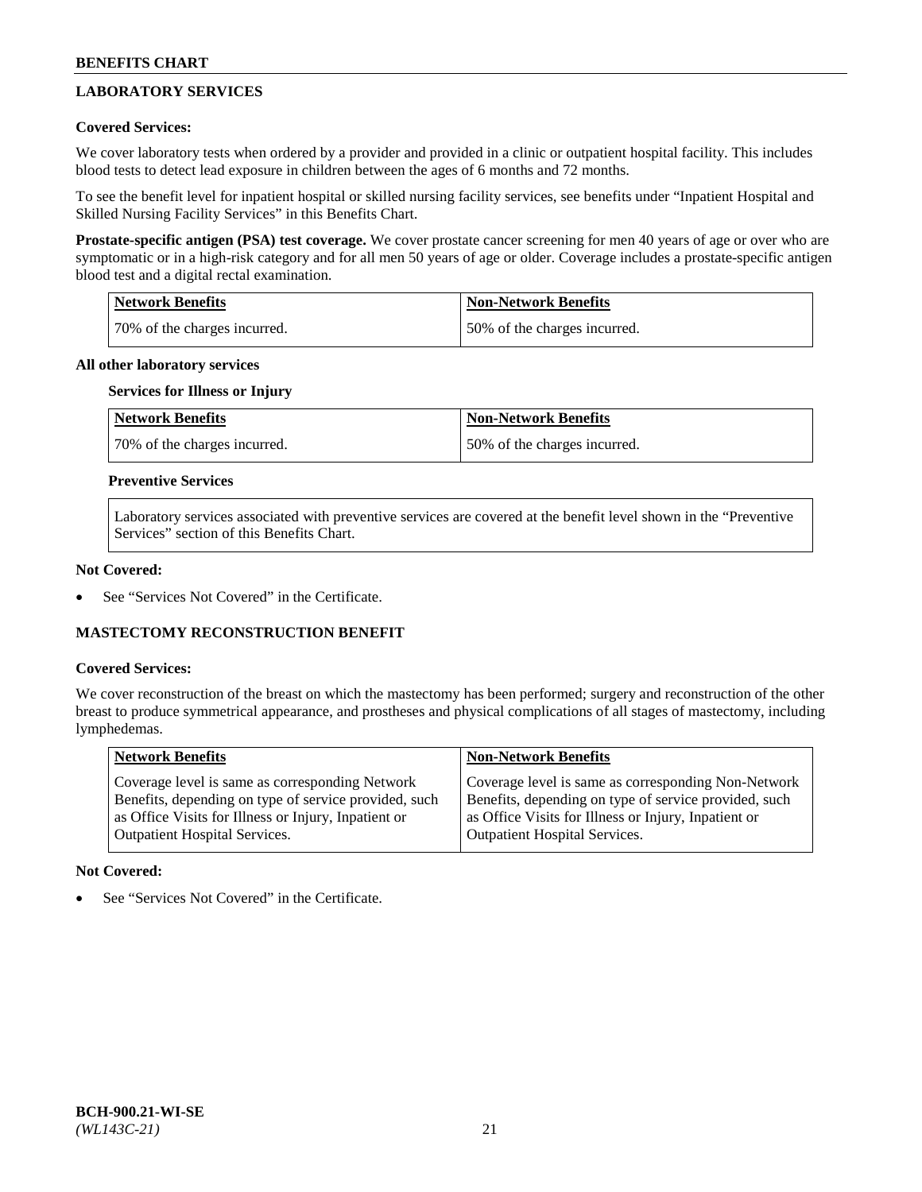## LABORATORY SERVICES

**Covered Services:**

We cover laboratory tests when ordered by a provider and provided in a clinic or outpatient hospital facility. This includes blood tests to detect lead exposure in children between the ages of 6 months and 72 months.

To see the benefit level for inpatient hospital or skilled nursing facility services, see benefits under "Inpatient Hospital and Skilled Nursing Facility Services" in this Benefits Chart.

**Prostate-specific antigen (PSA) test coverage.** We cover prostate cancer screening for men 40 years of age or over who are symptomatic or in a high-risk category and for all men 50 years of age or older. Coverage includes a prostate-specific antigen blood test and a digital rectal examination.

| Network Benefits | Non-Network Benefits |
|---|---|
| 70% of the charges incurred. | 50% of the charges incurred. |

**All other laboratory services**

**Services for Illness or Injury**

| Network Benefits | Non-Network Benefits |
|---|---|
| 70% of the charges incurred. | 50% of the charges incurred. |

**Preventive Services**

Laboratory services associated with preventive services are covered at the benefit level shown in the "Preventive Services" section of this Benefits Chart.

**Not Covered:**

- See "Services Not Covered" in the Certificate.

## MASTECTOMY RECONSTRUCTION BENEFIT

**Covered Services:**

We cover reconstruction of the breast on which the mastectomy has been performed; surgery and reconstruction of the other breast to produce symmetrical appearance, and prostheses and physical complications of all stages of mastectomy, including lymphedemas.

| Network Benefits | Non-Network Benefits |
|---|---|
| Coverage level is same as corresponding Network Benefits, depending on type of service provided, such as Office Visits for Illness or Injury, Inpatient or Outpatient Hospital Services. | Coverage level is same as corresponding Non-Network Benefits, depending on type of service provided, such as Office Visits for Illness or Injury, Inpatient or Outpatient Hospital Services. |

**Not Covered:**

- See "Services Not Covered" in the Certificate.

BCH-900.21-WI-SE
*(WL143C-21)*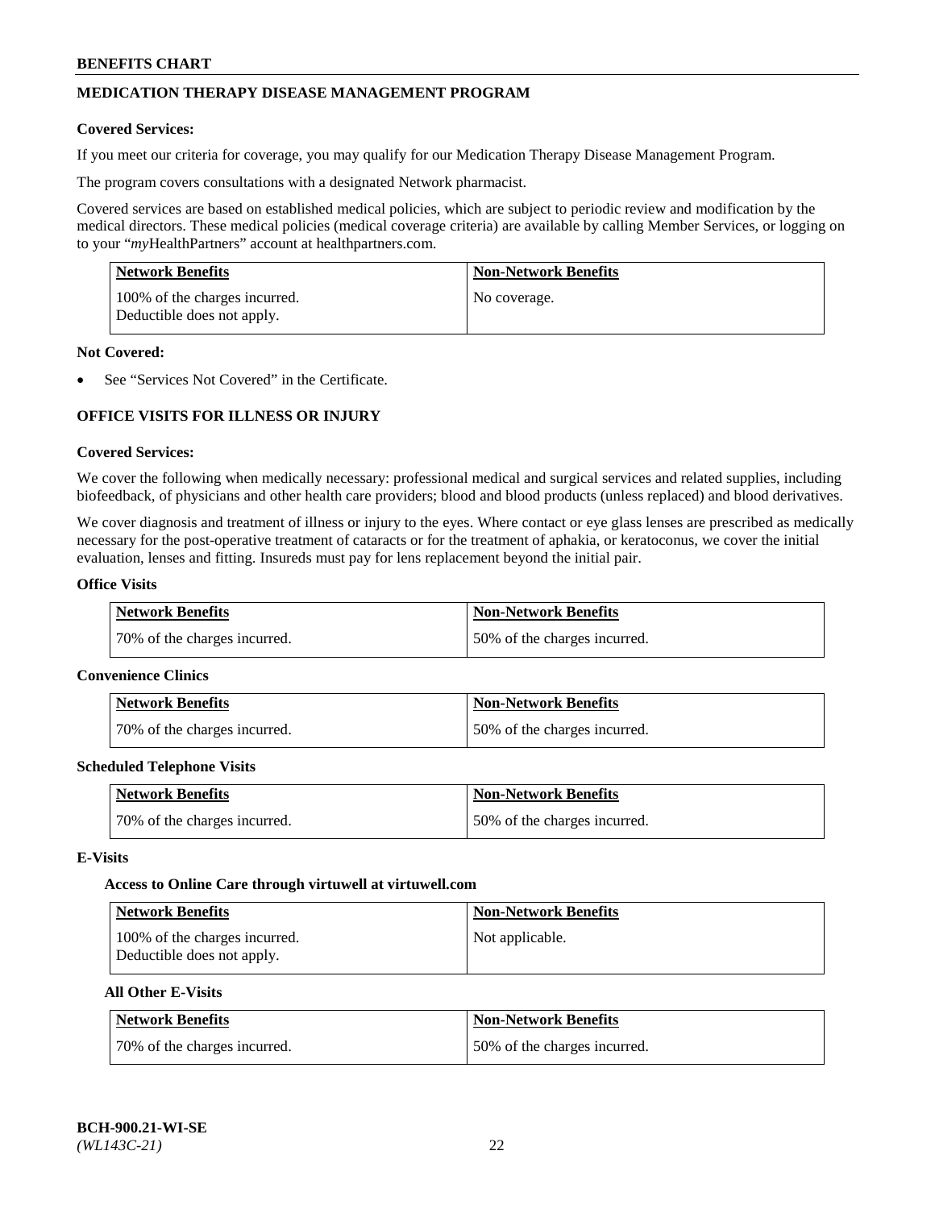## MEDICATION THERAPY DISEASE MANAGEMENT PROGRAM

**Covered Services:**

If you meet our criteria for coverage, you may qualify for our Medication Therapy Disease Management Program.

The program covers consultations with a designated Network pharmacist.

Covered services are based on established medical policies, which are subject to periodic review and modification by the medical directors. These medical policies (medical coverage criteria) are available by calling Member Services, or logging on to your "*my*HealthPartners" account at healthpartners.com.

| Network Benefits | Non-Network Benefits |
| --- | --- |
| 100% of the charges incurred. Deductible does not apply. | No coverage. |

**Not Covered:**

- See "Services Not Covered" in the Certificate.

## OFFICE VISITS FOR ILLNESS OR INJURY

**Covered Services:**

We cover the following when medically necessary: professional medical and surgical services and related supplies, including biofeedback, of physicians and other health care providers; blood and blood products (unless replaced) and blood derivatives.

We cover diagnosis and treatment of illness or injury to the eyes. Where contact or eye glass lenses are prescribed as medically necessary for the post-operative treatment of cataracts or for the treatment of aphakia, or keratoconus, we cover the initial evaluation, lenses and fitting. Insureds must pay for lens replacement beyond the initial pair.

**Office Visits**

| Network Benefits | Non-Network Benefits |
| --- | --- |
| 70% of the charges incurred. | 50% of the charges incurred. |

**Convenience Clinics**

| Network Benefits | Non-Network Benefits |
| --- | --- |
| 70% of the charges incurred. | 50% of the charges incurred. |

**Scheduled Telephone Visits**

| Network Benefits | Non-Network Benefits |
| --- | --- |
| 70% of the charges incurred. | 50% of the charges incurred. |

**E-Visits**

**Access to Online Care through virtuwell at virtuwell.com**

| Network Benefits | Non-Network Benefits |
| --- | --- |
| 100% of the charges incurred. Deductible does not apply. | Not applicable. |

**All Other E-Visits**

| Network Benefits | Non-Network Benefits |
| --- | --- |
| 70% of the charges incurred. | 50% of the charges incurred. |

**BCH-900.21-WI-SE**
*(WL143C-21)*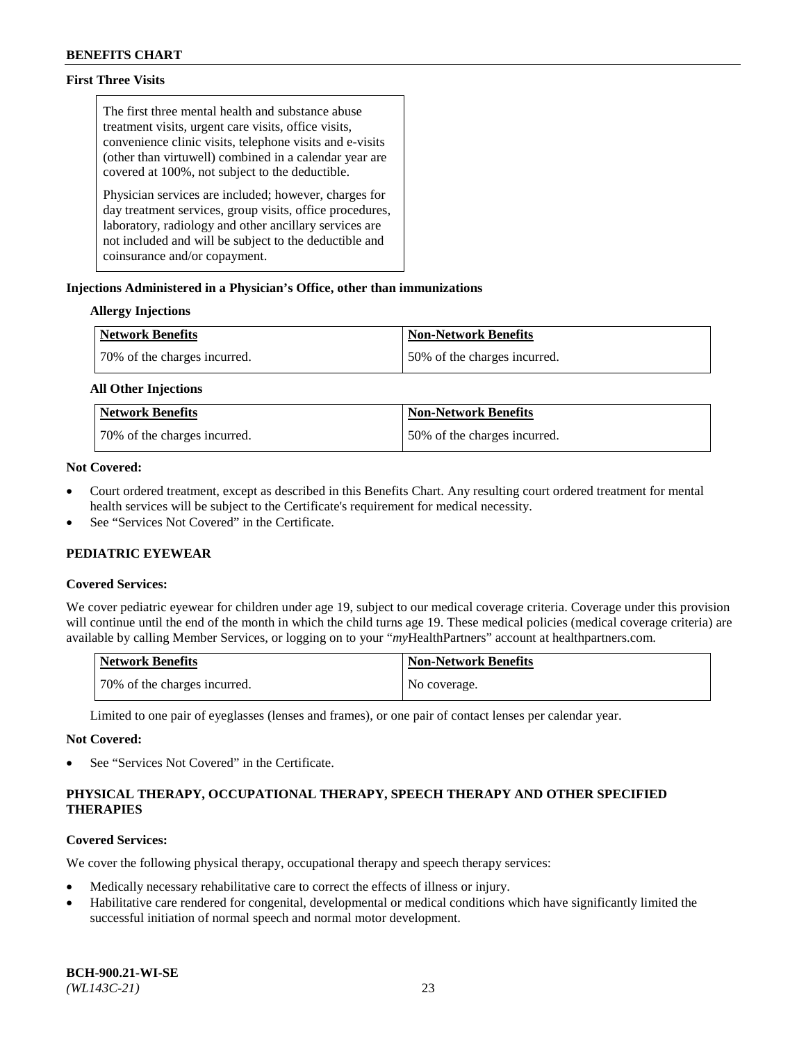**First Three Visits**

The first three mental health and substance abuse treatment visits, urgent care visits, office visits, convenience clinic visits, telephone visits and e-visits (other than virtuwell) combined in a calendar year are covered at 100%, not subject to the deductible.

Physician services are included; however, charges for day treatment services, group visits, office procedures, laboratory, radiology and other ancillary services are not included and will be subject to the deductible and coinsurance and/or copayment.

**Injections Administered in a Physician's Office, other than immunizations**

**Allergy Injections**

| Network Benefits | Non-Network Benefits |
| --- | --- |
| 70% of the charges incurred. | 50% of the charges incurred. |

**All Other Injections**

| Network Benefits | Non-Network Benefits |
| --- | --- |
| 70% of the charges incurred. | 50% of the charges incurred. |

**Not Covered:**

- Court ordered treatment, except as described in this Benefits Chart. Any resulting court ordered treatment for mental health services will be subject to the Certificate's requirement for medical necessity.
- See "Services Not Covered" in the Certificate.

## PEDIATRIC EYEWEAR

**Covered Services:**

We cover pediatric eyewear for children under age 19, subject to our medical coverage criteria. Coverage under this provision will continue until the end of the month in which the child turns age 19. These medical policies (medical coverage criteria) are available by calling Member Services, or logging on to your "*my*HealthPartners" account at healthpartners.com.

| Network Benefits | Non-Network Benefits |
| --- | --- |
| 70% of the charges incurred. | No coverage. |

Limited to one pair of eyeglasses (lenses and frames), or one pair of contact lenses per calendar year.

**Not Covered:**

- See "Services Not Covered" in the Certificate.

## PHYSICAL THERAPY, OCCUPATIONAL THERAPY, SPEECH THERAPY AND OTHER SPECIFIED THERAPIES

**Covered Services:**

We cover the following physical therapy, occupational therapy and speech therapy services:

- Medically necessary rehabilitative care to correct the effects of illness or injury.
- Habilitative care rendered for congenital, developmental or medical conditions which have significantly limited the successful initiation of normal speech and normal motor development.

**BCH-900.21-WI-SE**
*(WL143C-21)*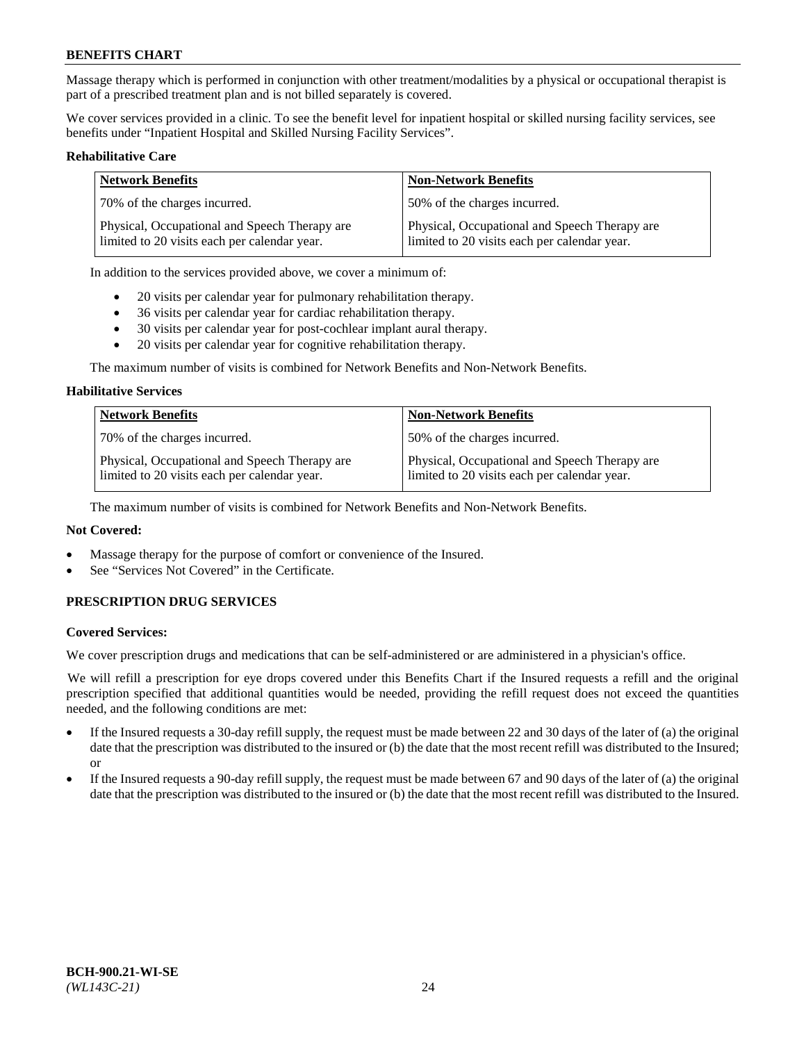Massage therapy which is performed in conjunction with other treatment/modalities by a physical or occupational therapist is part of a prescribed treatment plan and is not billed separately is covered.

We cover services provided in a clinic. To see the benefit level for inpatient hospital or skilled nursing facility services, see benefits under "Inpatient Hospital and Skilled Nursing Facility Services".

**Rehabilitative Care**

| Network Benefits | Non-Network Benefits |
|---|---|
| 70% of the charges incurred. | 50% of the charges incurred. |
| Physical, Occupational and Speech Therapy are limited to 20 visits each per calendar year. | Physical, Occupational and Speech Therapy are limited to 20 visits each per calendar year. |

In addition to the services provided above, we cover a minimum of:

- 20 visits per calendar year for pulmonary rehabilitation therapy.
- 36 visits per calendar year for cardiac rehabilitation therapy.
- 30 visits per calendar year for post-cochlear implant aural therapy.
- 20 visits per calendar year for cognitive rehabilitation therapy.

The maximum number of visits is combined for Network Benefits and Non-Network Benefits.

**Habilitative Services**

| Network Benefits | Non-Network Benefits |
|---|---|
| 70% of the charges incurred. | 50% of the charges incurred. |
| Physical, Occupational and Speech Therapy are limited to 20 visits each per calendar year. | Physical, Occupational and Speech Therapy are limited to 20 visits each per calendar year. |

The maximum number of visits is combined for Network Benefits and Non-Network Benefits.

**Not Covered:**

- Massage therapy for the purpose of comfort or convenience of the Insured.
- See "Services Not Covered" in the Certificate.

## PRESCRIPTION DRUG SERVICES

**Covered Services:**

We cover prescription drugs and medications that can be self-administered or are administered in a physician's office.

We will refill a prescription for eye drops covered under this Benefits Chart if the Insured requests a refill and the original prescription specified that additional quantities would be needed, providing the refill request does not exceed the quantities needed, and the following conditions are met:

- If the Insured requests a 30-day refill supply, the request must be made between 22 and 30 days of the later of (a) the original date that the prescription was distributed to the insured or (b) the date that the most recent refill was distributed to the Insured; or
- If the Insured requests a 90-day refill supply, the request must be made between 67 and 90 days of the later of (a) the original date that the prescription was distributed to the insured or (b) the date that the most recent refill was distributed to the Insured.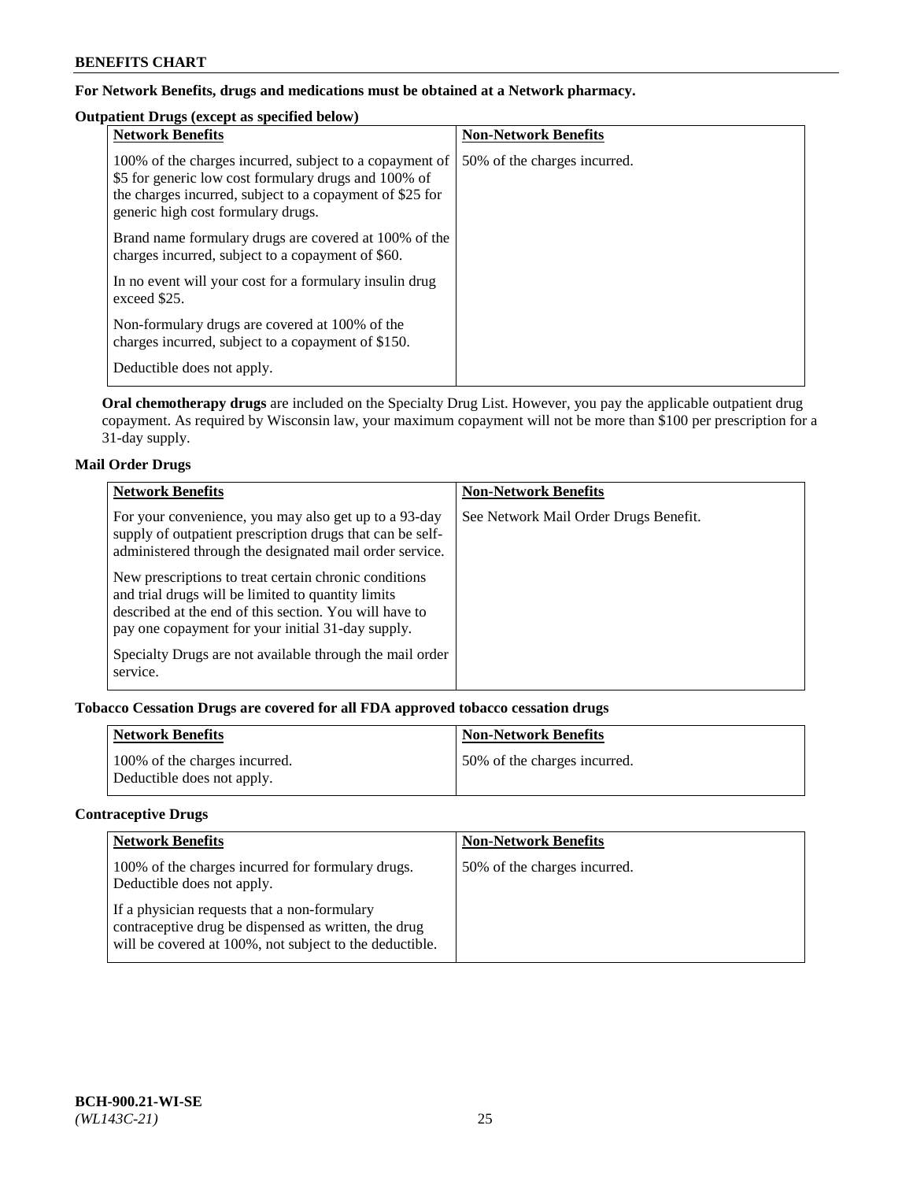**For Network Benefits, drugs and medications must be obtained at a Network pharmacy.**

**Outpatient Drugs (except as specified below)**

| Network Benefits | Non-Network Benefits |
|---|---|
| 100% of the charges incurred, subject to a copayment of $5 for generic low cost formulary drugs and 100% of the charges incurred, subject to a copayment of $25 for generic high cost formulary drugs.<br><br>Brand name formulary drugs are covered at 100% of the charges incurred, subject to a copayment of $60.<br><br>In no event will your cost for a formulary insulin drug exceed $25.<br><br>Non-formulary drugs are covered at 100% of the charges incurred, subject to a copayment of $150.<br><br>Deductible does not apply. | 50% of the charges incurred. |

**Oral chemotherapy drugs** are included on the Specialty Drug List. However, you pay the applicable outpatient drug copayment. As required by Wisconsin law, your maximum copayment will not be more than $100 per prescription for a 31-day supply.

**Mail Order Drugs**

| Network Benefits | Non-Network Benefits |
|---|---|
| For your convenience, you may also get up to a 93-day supply of outpatient prescription drugs that can be self-administered through the designated mail order service.<br><br>New prescriptions to treat certain chronic conditions and trial drugs will be limited to quantity limits described at the end of this section. You will have to pay one copayment for your initial 31-day supply.<br><br>Specialty Drugs are not available through the mail order service. | See Network Mail Order Drugs Benefit. |

**Tobacco Cessation Drugs are covered for all FDA approved tobacco cessation drugs**

| Network Benefits | Non-Network Benefits |
|---|---|
| 100% of the charges incurred.<br>Deductible does not apply. | 50% of the charges incurred. |

**Contraceptive Drugs**

| Network Benefits | Non-Network Benefits |
|---|---|
| 100% of the charges incurred for formulary drugs. Deductible does not apply.<br><br>If a physician requests that a non-formulary contraceptive drug be dispensed as written, the drug will be covered at 100%, not subject to the deductible. | 50% of the charges incurred. |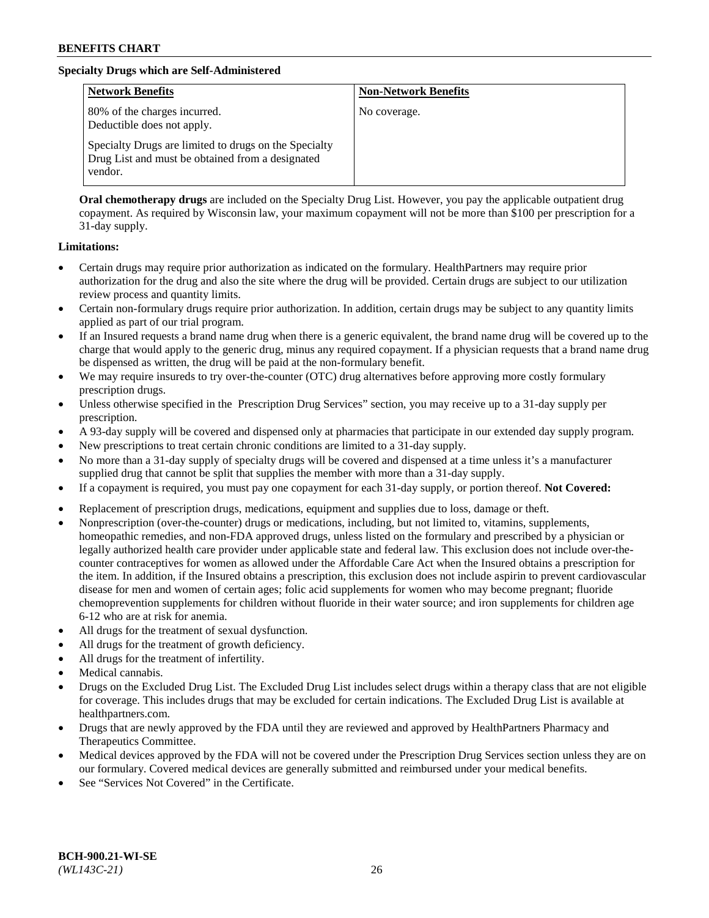**Specialty Drugs which are Self-Administered**

| Network Benefits | Non-Network Benefits |
|---|---|
| 80% of the charges incurred. Deductible does not apply. Specialty Drugs are limited to drugs on the Specialty Drug List and must be obtained from a designated vendor. | No coverage. |

**Oral chemotherapy drugs** are included on the Specialty Drug List. However, you pay the applicable outpatient drug copayment. As required by Wisconsin law, your maximum copayment will not be more than $100 per prescription for a 31-day supply.

**Limitations:**

- Certain drugs may require prior authorization as indicated on the formulary. HealthPartners may require prior authorization for the drug and also the site where the drug will be provided. Certain drugs are subject to our utilization review process and quantity limits.
- Certain non-formulary drugs require prior authorization. In addition, certain drugs may be subject to any quantity limits applied as part of our trial program.
- If an Insured requests a brand name drug when there is a generic equivalent, the brand name drug will be covered up to the charge that would apply to the generic drug, minus any required copayment. If a physician requests that a brand name drug be dispensed as written, the drug will be paid at the non-formulary benefit.
- We may require insureds to try over-the-counter (OTC) drug alternatives before approving more costly formulary prescription drugs.
- Unless otherwise specified in the Prescription Drug Services" section, you may receive up to a 31-day supply per prescription.
- A 93-day supply will be covered and dispensed only at pharmacies that participate in our extended day supply program.
- New prescriptions to treat certain chronic conditions are limited to a 31-day supply.
- No more than a 31-day supply of specialty drugs will be covered and dispensed at a time unless it's a manufacturer supplied drug that cannot be split that supplies the member with more than a 31-day supply.
- If a copayment is required, you must pay one copayment for each 31-day supply, or portion thereof.

**Not Covered:**

- Replacement of prescription drugs, medications, equipment and supplies due to loss, damage or theft.
- Nonprescription (over-the-counter) drugs or medications, including, but not limited to, vitamins, supplements, homeopathic remedies, and non-FDA approved drugs, unless listed on the formulary and prescribed by a physician or legally authorized health care provider under applicable state and federal law. This exclusion does not include over-the-counter contraceptives for women as allowed under the Affordable Care Act when the Insured obtains a prescription for the item. In addition, if the Insured obtains a prescription, this exclusion does not include aspirin to prevent cardiovascular disease for men and women of certain ages; folic acid supplements for women who may become pregnant; fluoride chemoprevention supplements for children without fluoride in their water source; and iron supplements for children age 6-12 who are at risk for anemia.
- All drugs for the treatment of sexual dysfunction.
- All drugs for the treatment of growth deficiency.
- All drugs for the treatment of infertility.
- Medical cannabis.
- Drugs on the Excluded Drug List. The Excluded Drug List includes select drugs within a therapy class that are not eligible for coverage. This includes drugs that may be excluded for certain indications. The Excluded Drug List is available at healthpartners.com.
- Drugs that are newly approved by the FDA until they are reviewed and approved by HealthPartners Pharmacy and Therapeutics Committee.
- Medical devices approved by the FDA will not be covered under the Prescription Drug Services section unless they are on our formulary. Covered medical devices are generally submitted and reimbursed under your medical benefits.
- See "Services Not Covered" in the Certificate.

BCH-900.21-WI-SE
*(WL143C-21)*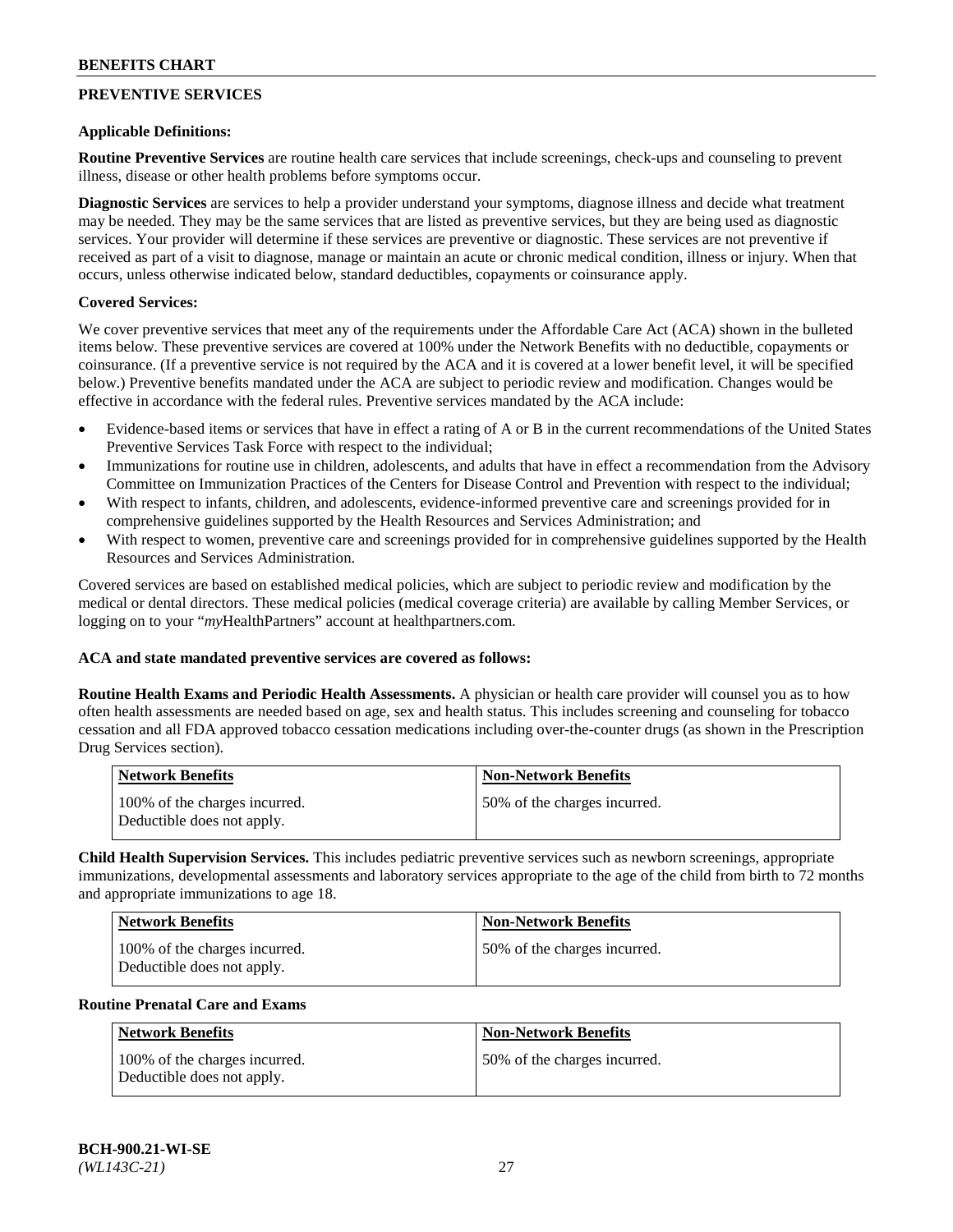## PREVENTIVE SERVICES

**Applicable Definitions:**

**Routine Preventive Services** are routine health care services that include screenings, check-ups and counseling to prevent illness, disease or other health problems before symptoms occur.

**Diagnostic Services** are services to help a provider understand your symptoms, diagnose illness and decide what treatment may be needed. They may be the same services that are listed as preventive services, but they are being used as diagnostic services. Your provider will determine if these services are preventive or diagnostic. These services are not preventive if received as part of a visit to diagnose, manage or maintain an acute or chronic medical condition, illness or injury. When that occurs, unless otherwise indicated below, standard deductibles, copayments or coinsurance apply.

**Covered Services:**

We cover preventive services that meet any of the requirements under the Affordable Care Act (ACA) shown in the bulleted items below. These preventive services are covered at 100% under the Network Benefits with no deductible, copayments or coinsurance. (If a preventive service is not required by the ACA and it is covered at a lower benefit level, it will be specified below.) Preventive benefits mandated under the ACA are subject to periodic review and modification. Changes would be effective in accordance with the federal rules. Preventive services mandated by the ACA include:

- Evidence-based items or services that have in effect a rating of A or B in the current recommendations of the United States Preventive Services Task Force with respect to the individual;
- Immunizations for routine use in children, adolescents, and adults that have in effect a recommendation from the Advisory Committee on Immunization Practices of the Centers for Disease Control and Prevention with respect to the individual;
- With respect to infants, children, and adolescents, evidence-informed preventive care and screenings provided for in comprehensive guidelines supported by the Health Resources and Services Administration; and
- With respect to women, preventive care and screenings provided for in comprehensive guidelines supported by the Health Resources and Services Administration.

Covered services are based on established medical policies, which are subject to periodic review and modification by the medical or dental directors. These medical policies (medical coverage criteria) are available by calling Member Services, or logging on to your "*my*HealthPartners" account at healthpartners.com.

**ACA and state mandated preventive services are covered as follows:**

**Routine Health Exams and Periodic Health Assessments.** A physician or health care provider will counsel you as to how often health assessments are needed based on age, sex and health status. This includes screening and counseling for tobacco cessation and all FDA approved tobacco cessation medications including over-the-counter drugs (as shown in the Prescription Drug Services section).

| Network Benefits | Non-Network Benefits |
|---|---|
| 100% of the charges incurred. Deductible does not apply. | 50% of the charges incurred. |

**Child Health Supervision Services.** This includes pediatric preventive services such as newborn screenings, appropriate immunizations, developmental assessments and laboratory services appropriate to the age of the child from birth to 72 months and appropriate immunizations to age 18.

| Network Benefits | Non-Network Benefits |
|---|---|
| 100% of the charges incurred. Deductible does not apply. | 50% of the charges incurred. |

**Routine Prenatal Care and Exams**

| Network Benefits | Non-Network Benefits |
|---|---|
| 100% of the charges incurred. Deductible does not apply. | 50% of the charges incurred. |

BCH-900.21-WI-SE
*(WL143C-21)*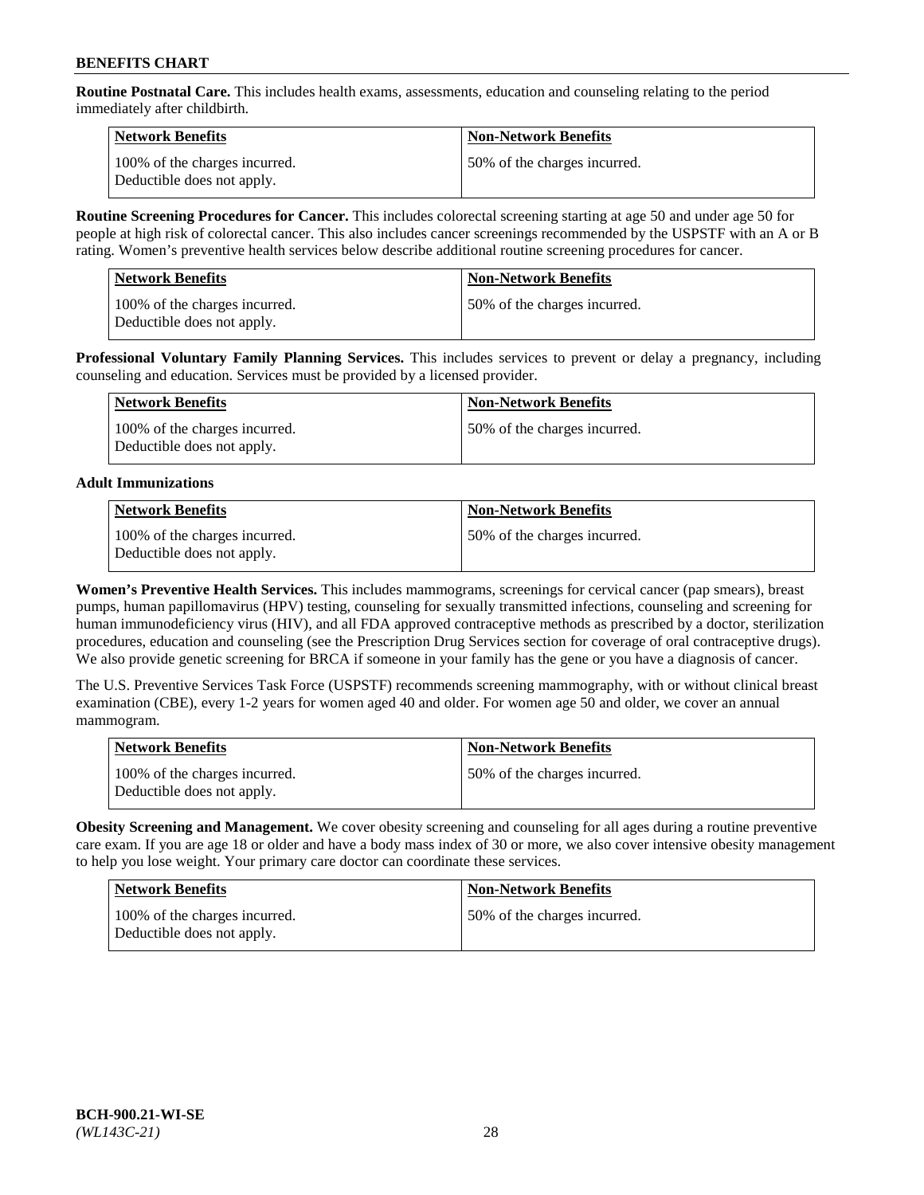**Routine Postnatal Care.** This includes health exams, assessments, education and counseling relating to the period immediately after childbirth.

| Network Benefits | Non-Network Benefits |
|---|---|
| 100% of the charges incurred. Deductible does not apply. | 50% of the charges incurred. |

**Routine Screening Procedures for Cancer.** This includes colorectal screening starting at age 50 and under age 50 for people at high risk of colorectal cancer. This also includes cancer screenings recommended by the USPSTF with an A or B rating. Women's preventive health services below describe additional routine screening procedures for cancer.

| Network Benefits | Non-Network Benefits |
|---|---|
| 100% of the charges incurred. Deductible does not apply. | 50% of the charges incurred. |

**Professional Voluntary Family Planning Services.** This includes services to prevent or delay a pregnancy, including counseling and education. Services must be provided by a licensed provider.

| Network Benefits | Non-Network Benefits |
|---|---|
| 100% of the charges incurred. Deductible does not apply. | 50% of the charges incurred. |

**Adult Immunizations**

| Network Benefits | Non-Network Benefits |
|---|---|
| 100% of the charges incurred. Deductible does not apply. | 50% of the charges incurred. |

**Women's Preventive Health Services.** This includes mammograms, screenings for cervical cancer (pap smears), breast pumps, human papillomavirus (HPV) testing, counseling for sexually transmitted infections, counseling and screening for human immunodeficiency virus (HIV), and all FDA approved contraceptive methods as prescribed by a doctor, sterilization procedures, education and counseling (see the Prescription Drug Services section for coverage of oral contraceptive drugs). We also provide genetic screening for BRCA if someone in your family has the gene or you have a diagnosis of cancer.

The U.S. Preventive Services Task Force (USPSTF) recommends screening mammography, with or without clinical breast examination (CBE), every 1-2 years for women aged 40 and older. For women age 50 and older, we cover an annual mammogram.

| Network Benefits | Non-Network Benefits |
|---|---|
| 100% of the charges incurred. Deductible does not apply. | 50% of the charges incurred. |

**Obesity Screening and Management.** We cover obesity screening and counseling for all ages during a routine preventive care exam. If you are age 18 or older and have a body mass index of 30 or more, we also cover intensive obesity management to help you lose weight. Your primary care doctor can coordinate these services.

| Network Benefits | Non-Network Benefits |
|---|---|
| 100% of the charges incurred. Deductible does not apply. | 50% of the charges incurred. |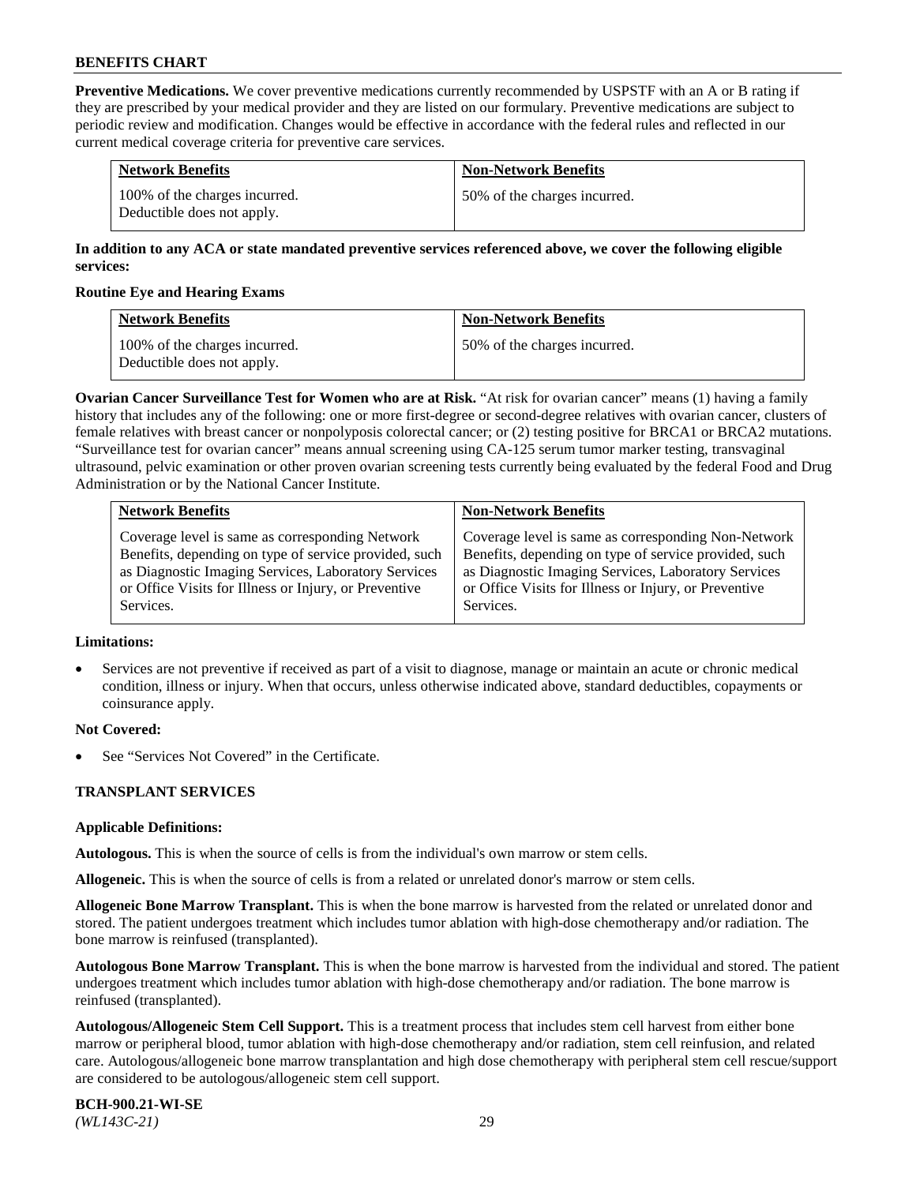**Preventive Medications.** We cover preventive medications currently recommended by USPSTF with an A or B rating if they are prescribed by your medical provider and they are listed on our formulary. Preventive medications are subject to periodic review and modification. Changes would be effective in accordance with the federal rules and reflected in our current medical coverage criteria for preventive care services.

| Network Benefits | Non-Network Benefits |
|---|---|
| 100% of the charges incurred. Deductible does not apply. | 50% of the charges incurred. |

**In addition to any ACA or state mandated preventive services referenced above, we cover the following eligible services:**

**Routine Eye and Hearing Exams**

| Network Benefits | Non-Network Benefits |
|---|---|
| 100% of the charges incurred. Deductible does not apply. | 50% of the charges incurred. |

**Ovarian Cancer Surveillance Test for Women who are at Risk.** "At risk for ovarian cancer" means (1) having a family history that includes any of the following: one or more first-degree or second-degree relatives with ovarian cancer, clusters of female relatives with breast cancer or nonpolyposis colorectal cancer; or (2) testing positive for BRCA1 or BRCA2 mutations. "Surveillance test for ovarian cancer" means annual screening using CA-125 serum tumor marker testing, transvaginal ultrasound, pelvic examination or other proven ovarian screening tests currently being evaluated by the federal Food and Drug Administration or by the National Cancer Institute.

| Network Benefits | Non-Network Benefits |
|---|---|
| Coverage level is same as corresponding Network Benefits, depending on type of service provided, such as Diagnostic Imaging Services, Laboratory Services or Office Visits for Illness or Injury, or Preventive Services. | Coverage level is same as corresponding Non-Network Benefits, depending on type of service provided, such as Diagnostic Imaging Services, Laboratory Services or Office Visits for Illness or Injury, or Preventive Services. |

**Limitations:**

- Services are not preventive if received as part of a visit to diagnose, manage or maintain an acute or chronic medical condition, illness or injury. When that occurs, unless otherwise indicated above, standard deductibles, copayments or coinsurance apply.

**Not Covered:**

- See "Services Not Covered" in the Certificate.

## TRANSPLANT SERVICES

**Applicable Definitions:**

**Autologous.** This is when the source of cells is from the individual's own marrow or stem cells.

**Allogeneic.** This is when the source of cells is from a related or unrelated donor's marrow or stem cells.

**Allogeneic Bone Marrow Transplant.** This is when the bone marrow is harvested from the related or unrelated donor and stored. The patient undergoes treatment which includes tumor ablation with high-dose chemotherapy and/or radiation. The bone marrow is reinfused (transplanted).

**Autologous Bone Marrow Transplant.** This is when the bone marrow is harvested from the individual and stored. The patient undergoes treatment which includes tumor ablation with high-dose chemotherapy and/or radiation. The bone marrow is reinfused (transplanted).

**Autologous/Allogeneic Stem Cell Support.** This is a treatment process that includes stem cell harvest from either bone marrow or peripheral blood, tumor ablation with high-dose chemotherapy and/or radiation, stem cell reinfusion, and related care. Autologous/allogeneic bone marrow transplantation and high dose chemotherapy with peripheral stem cell rescue/support are considered to be autologous/allogeneic stem cell support.

**BCH-900.21-WI-SE**
*(WL143C-21)*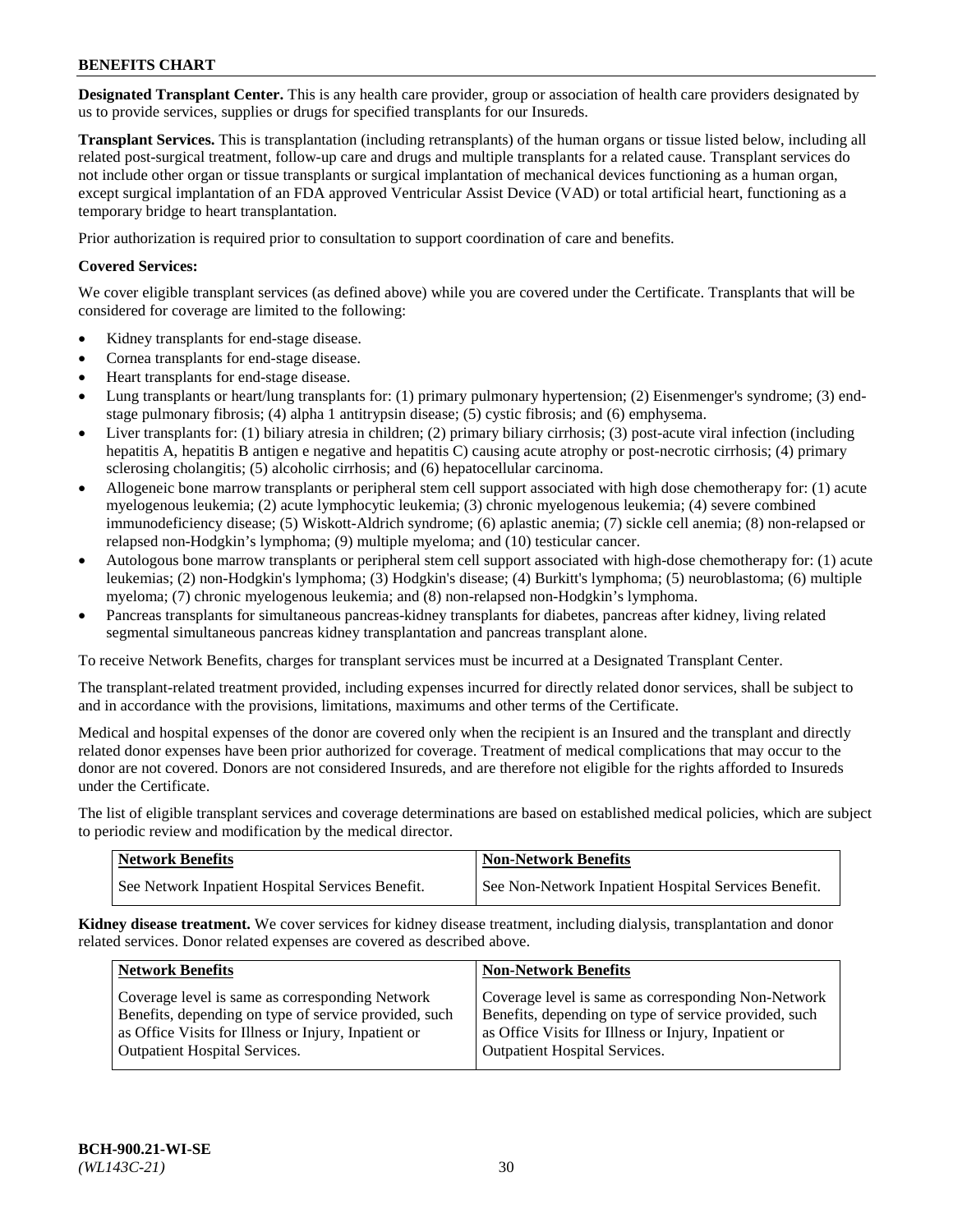**Designated Transplant Center.** This is any health care provider, group or association of health care providers designated by us to provide services, supplies or drugs for specified transplants for our Insureds.

**Transplant Services.** This is transplantation (including retransplants) of the human organs or tissue listed below, including all related post-surgical treatment, follow-up care and drugs and multiple transplants for a related cause. Transplant services do not include other organ or tissue transplants or surgical implantation of mechanical devices functioning as a human organ, except surgical implantation of an FDA approved Ventricular Assist Device (VAD) or total artificial heart, functioning as a temporary bridge to heart transplantation.

Prior authorization is required prior to consultation to support coordination of care and benefits.

**Covered Services:**

We cover eligible transplant services (as defined above) while you are covered under the Certificate. Transplants that will be considered for coverage are limited to the following:

- Kidney transplants for end-stage disease.
- Cornea transplants for end-stage disease.
- Heart transplants for end-stage disease.
- Lung transplants or heart/lung transplants for: (1) primary pulmonary hypertension; (2) Eisenmenger's syndrome; (3) end-stage pulmonary fibrosis; (4) alpha 1 antitrypsin disease; (5) cystic fibrosis; and (6) emphysema.
- Liver transplants for: (1) biliary atresia in children; (2) primary biliary cirrhosis; (3) post-acute viral infection (including hepatitis A, hepatitis B antigen e negative and hepatitis C) causing acute atrophy or post-necrotic cirrhosis; (4) primary sclerosing cholangitis; (5) alcoholic cirrhosis; and (6) hepatocellular carcinoma.
- Allogeneic bone marrow transplants or peripheral stem cell support associated with high dose chemotherapy for: (1) acute myelogenous leukemia; (2) acute lymphocytic leukemia; (3) chronic myelogenous leukemia; (4) severe combined immunodeficiency disease; (5) Wiskott-Aldrich syndrome; (6) aplastic anemia; (7) sickle cell anemia; (8) non-relapsed or relapsed non-Hodgkin's lymphoma; (9) multiple myeloma; and (10) testicular cancer.
- Autologous bone marrow transplants or peripheral stem cell support associated with high-dose chemotherapy for: (1) acute leukemias; (2) non-Hodgkin's lymphoma; (3) Hodgkin's disease; (4) Burkitt's lymphoma; (5) neuroblastoma; (6) multiple myeloma; (7) chronic myelogenous leukemia; and (8) non-relapsed non-Hodgkin's lymphoma.
- Pancreas transplants for simultaneous pancreas-kidney transplants for diabetes, pancreas after kidney, living related segmental simultaneous pancreas kidney transplantation and pancreas transplant alone.

To receive Network Benefits, charges for transplant services must be incurred at a Designated Transplant Center.

The transplant-related treatment provided, including expenses incurred for directly related donor services, shall be subject to and in accordance with the provisions, limitations, maximums and other terms of the Certificate.

Medical and hospital expenses of the donor are covered only when the recipient is an Insured and the transplant and directly related donor expenses have been prior authorized for coverage. Treatment of medical complications that may occur to the donor are not covered. Donors are not considered Insureds, and are therefore not eligible for the rights afforded to Insureds under the Certificate.

The list of eligible transplant services and coverage determinations are based on established medical policies, which are subject to periodic review and modification by the medical director.

| Network Benefits | Non-Network Benefits |
|---|---|
| See Network Inpatient Hospital Services Benefit. | See Non-Network Inpatient Hospital Services Benefit. |

**Kidney disease treatment.** We cover services for kidney disease treatment, including dialysis, transplantation and donor related services. Donor related expenses are covered as described above.

| Network Benefits | Non-Network Benefits |
|---|---|
| Coverage level is same as corresponding Network Benefits, depending on type of service provided, such as Office Visits for Illness or Injury, Inpatient or Outpatient Hospital Services. | Coverage level is same as corresponding Non-Network Benefits, depending on type of service provided, such as Office Visits for Illness or Injury, Inpatient or Outpatient Hospital Services. |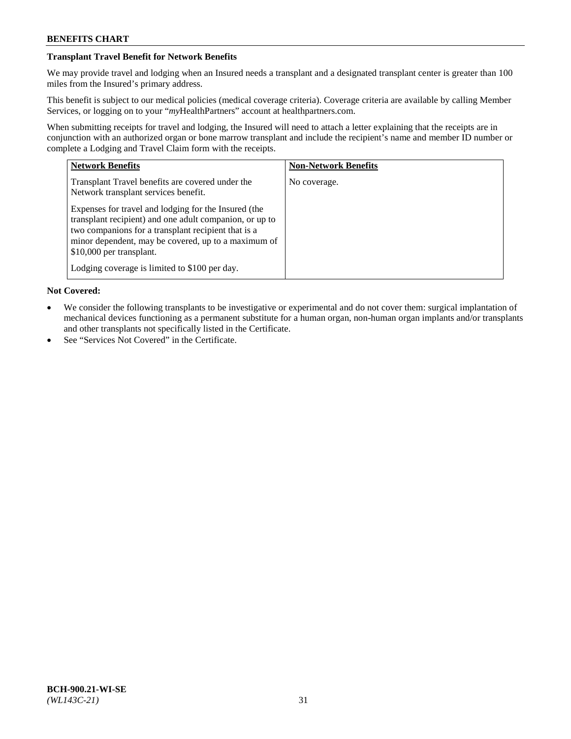### Transplant Travel Benefit for Network Benefits

We may provide travel and lodging when an Insured needs a transplant and a designated transplant center is greater than 100 miles from the Insured's primary address.

This benefit is subject to our medical policies (medical coverage criteria). Coverage criteria are available by calling Member Services, or logging on to your "*my*HealthPartners" account at healthpartners.com.

When submitting receipts for travel and lodging, the Insured will need to attach a letter explaining that the receipts are in conjunction with an authorized organ or bone marrow transplant and include the recipient's name and member ID number or complete a Lodging and Travel Claim form with the receipts.

| Network Benefits | Non-Network Benefits |
|---|---|
| Transplant Travel benefits are covered under the Network transplant services benefit.<br><br>Expenses for travel and lodging for the Insured (the transplant recipient) and one adult companion, or up to two companions for a transplant recipient that is a minor dependent, may be covered, up to a maximum of $10,000 per transplant.<br><br>Lodging coverage is limited to $100 per day. | No coverage. |

**Not Covered:**

- We consider the following transplants to be investigative or experimental and do not cover them: surgical implantation of mechanical devices functioning as a permanent substitute for a human organ, non-human organ implants and/or transplants and other transplants not specifically listed in the Certificate.
- See "Services Not Covered" in the Certificate.

**BCH-900.21-WI-SE**
*(WL143C-21)*